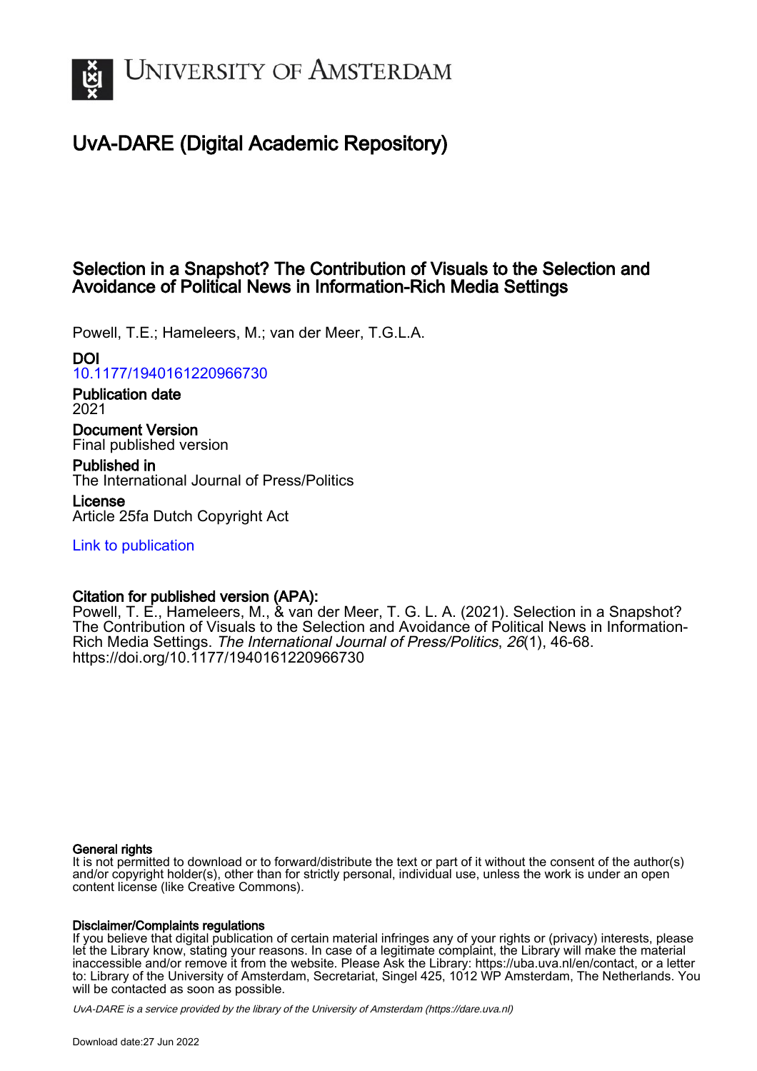# UvA-DARE (Digital Academic Repository)

## Selection in a Snapshot? The Contribution of Visuals to the Selection and Avoidance of Political News in Information-Rich Media Settings

Powell, T.E.; Hameleers, M.; van der Meer, T.G.L.A.

**DOI**
10.1177/1940161220966730

**Publication date**
2021

**Document Version**
Final published version

**Published in**
The International Journal of Press/Politics

**License**
Article 25fa Dutch Copyright Act

Link to publication

**Citation for published version (APA):**
Powell, T. E., Hameleers, M., & van der Meer, T. G. L. A. (2021). Selection in a Snapshot? The Contribution of Visuals to the Selection and Avoidance of Political News in Information-Rich Media Settings. *The International Journal of Press/Politics*, *26*(1), 46-68. https://doi.org/10.1177/1940161220966730

**General rights**
It is not permitted to download or to forward/distribute the text or part of it without the consent of the author(s) and/or copyright holder(s), other than for strictly personal, individual use, unless the work is under an open content license (like Creative Commons).

**Disclaimer/Complaints regulations**
If you believe that digital publication of certain material infringes any of your rights or (privacy) interests, please let the Library know, stating your reasons. In case of a legitimate complaint, the Library will make the material inaccessible and/or remove it from the website. Please Ask the Library: https://uba.uva.nl/en/contact, or a letter to: Library of the University of Amsterdam, Secretariat, Singel 425, 1012 WP Amsterdam, The Netherlands. You will be contacted as soon as possible.

*UvA-DARE is a service provided by the library of the University of Amsterdam (https://dare.uva.nl)*

Download date:27 Jun 2022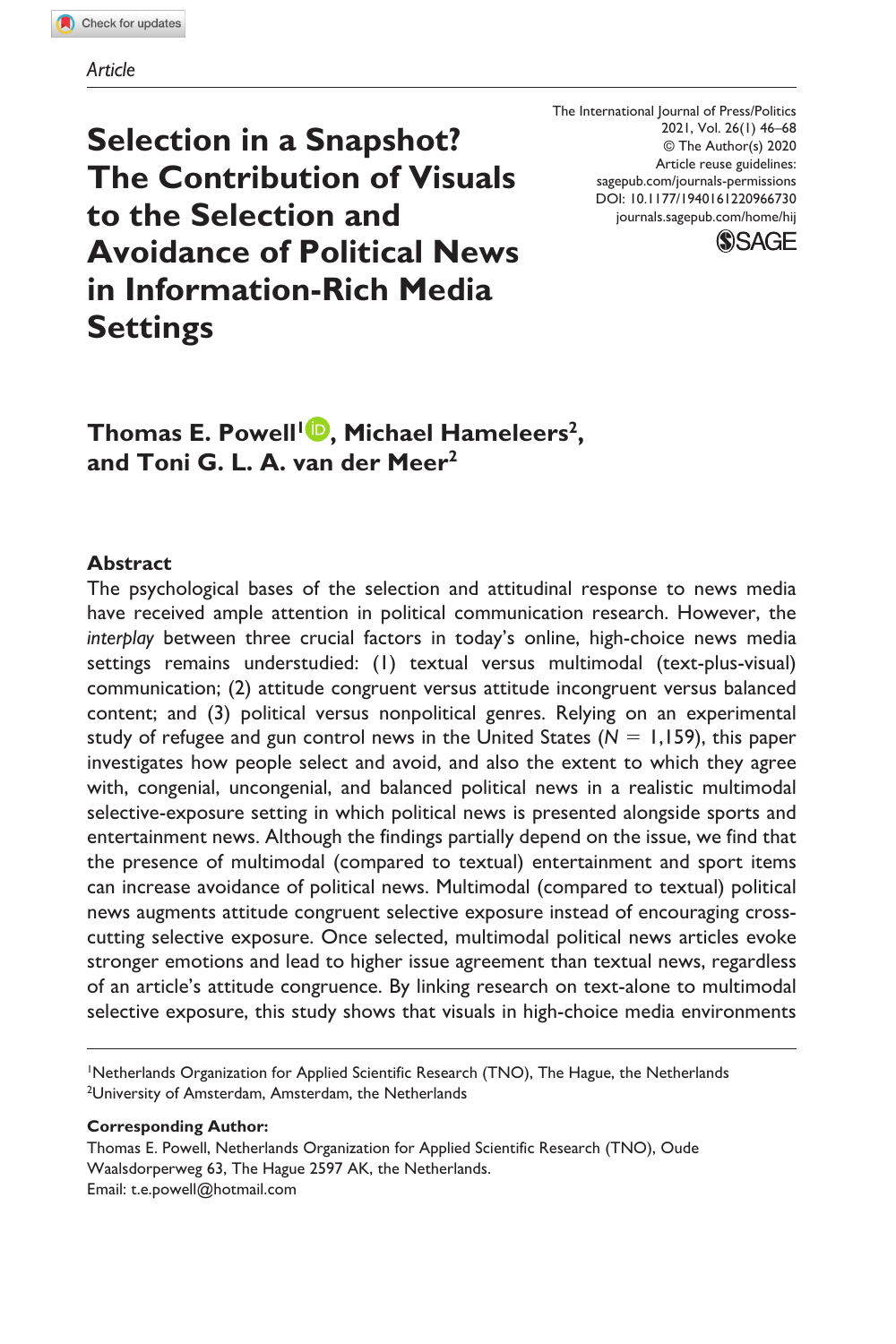Article

# Selection in a Snapshot? The Contribution of Visuals to the Selection and Avoidance of Political News in Information-Rich Media Settings

The International Journal of Press/Politics
2021, Vol. 26(1) 46–68
© The Author(s) 2020
Article reuse guidelines:
sagepub.com/journals-permissions
DOI: 10.1177/1940161220966730
journals.sagepub.com/home/hij

**Thomas E. Powell[1], Michael Hameleers[2], and Toni G. L. A. van der Meer[2]**

## Abstract

The psychological bases of the selection and attitudinal response to news media have received ample attention in political communication research. However, the *interplay* between three crucial factors in today's online, high-choice news media settings remains understudied: (1) textual versus multimodal (text-plus-visual) communication; (2) attitude congruent versus attitude incongruent versus balanced content; and (3) political versus nonpolitical genres. Relying on an experimental study of refugee and gun control news in the United States ($N = 1{,}159$), this paper investigates how people select and avoid, and also the extent to which they agree with, congenial, uncongenial, and balanced political news in a realistic multimodal selective-exposure setting in which political news is presented alongside sports and entertainment news. Although the findings partially depend on the issue, we find that the presence of multimodal (compared to textual) entertainment and sport items can increase avoidance of political news. Multimodal (compared to textual) political news augments attitude congruent selective exposure instead of encouraging cross-cutting selective exposure. Once selected, multimodal political news articles evoke stronger emotions and lead to higher issue agreement than textual news, regardless of an article's attitude congruence. By linking research on text-alone to multimodal selective exposure, this study shows that visuals in high-choice media environments

[1]Netherlands Organization for Applied Scientific Research (TNO), The Hague, the Netherlands
[2]University of Amsterdam, Amsterdam, the Netherlands

**Corresponding Author:**
Thomas E. Powell, Netherlands Organization for Applied Scientific Research (TNO), Oude Waalsdorperweg 63, The Hague 2597 AK, the Netherlands.
Email: t.e.powell@hotmail.com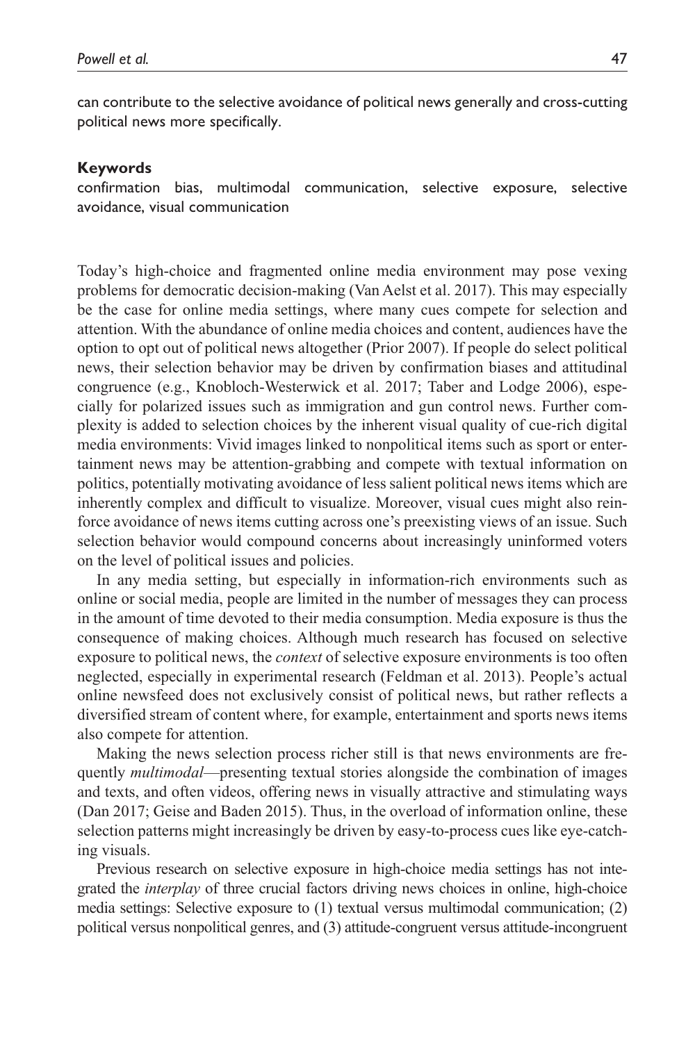can contribute to the selective avoidance of political news generally and cross-cutting political news more specifically.

#### Keywords

confirmation bias, multimodal communication, selective exposure, selective avoidance, visual communication

Today's high-choice and fragmented online media environment may pose vexing problems for democratic decision-making (Van Aelst et al. 2017). This may especially be the case for online media settings, where many cues compete for selection and attention. With the abundance of online media choices and content, audiences have the option to opt out of political news altogether (Prior 2007). If people do select political news, their selection behavior may be driven by confirmation biases and attitudinal congruence (e.g., Knobloch-Westerwick et al. 2017; Taber and Lodge 2006), especially for polarized issues such as immigration and gun control news. Further complexity is added to selection choices by the inherent visual quality of cue-rich digital media environments: Vivid images linked to nonpolitical items such as sport or entertainment news may be attention-grabbing and compete with textual information on politics, potentially motivating avoidance of less salient political news items which are inherently complex and difficult to visualize. Moreover, visual cues might also reinforce avoidance of news items cutting across one's preexisting views of an issue. Such selection behavior would compound concerns about increasingly uninformed voters on the level of political issues and policies.

In any media setting, but especially in information-rich environments such as online or social media, people are limited in the number of messages they can process in the amount of time devoted to their media consumption. Media exposure is thus the consequence of making choices. Although much research has focused on selective exposure to political news, the *context* of selective exposure environments is too often neglected, especially in experimental research (Feldman et al. 2013). People's actual online newsfeed does not exclusively consist of political news, but rather reflects a diversified stream of content where, for example, entertainment and sports news items also compete for attention.

Making the news selection process richer still is that news environments are frequently *multimodal*—presenting textual stories alongside the combination of images and texts, and often videos, offering news in visually attractive and stimulating ways (Dan 2017; Geise and Baden 2015). Thus, in the overload of information online, these selection patterns might increasingly be driven by easy-to-process cues like eye-catching visuals.

Previous research on selective exposure in high-choice media settings has not integrated the *interplay* of three crucial factors driving news choices in online, high-choice media settings: Selective exposure to (1) textual versus multimodal communication; (2) political versus nonpolitical genres, and (3) attitude-congruent versus attitude-incongruent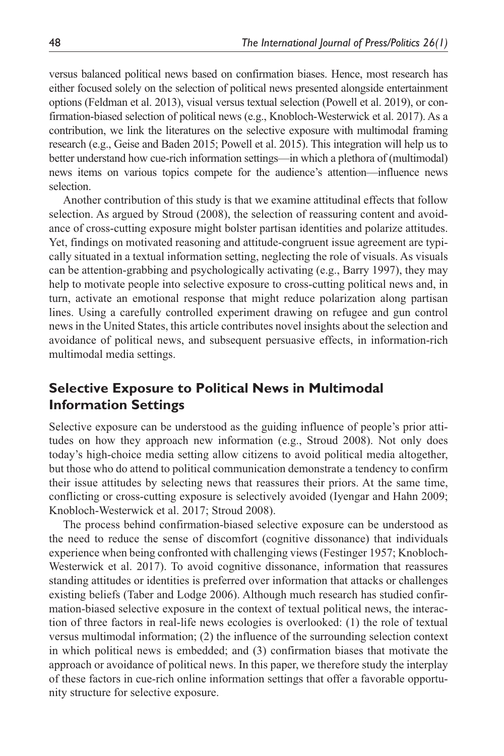versus balanced political news based on confirmation biases. Hence, most research has either focused solely on the selection of political news presented alongside entertainment options (Feldman et al. 2013), visual versus textual selection (Powell et al. 2019), or confirmation-biased selection of political news (e.g., Knobloch-Westerwick et al. 2017). As a contribution, we link the literatures on the selective exposure with multimodal framing research (e.g., Geise and Baden 2015; Powell et al. 2015). This integration will help us to better understand how cue-rich information settings—in which a plethora of (multimodal) news items on various topics compete for the audience's attention—influence news selection.

Another contribution of this study is that we examine attitudinal effects that follow selection. As argued by Stroud (2008), the selection of reassuring content and avoidance of cross-cutting exposure might bolster partisan identities and polarize attitudes. Yet, findings on motivated reasoning and attitude-congruent issue agreement are typically situated in a textual information setting, neglecting the role of visuals. As visuals can be attention-grabbing and psychologically activating (e.g., Barry 1997), they may help to motivate people into selective exposure to cross-cutting political news and, in turn, activate an emotional response that might reduce polarization along partisan lines. Using a carefully controlled experiment drawing on refugee and gun control news in the United States, this article contributes novel insights about the selection and avoidance of political news, and subsequent persuasive effects, in information-rich multimodal media settings.

## Selective Exposure to Political News in Multimodal Information Settings

Selective exposure can be understood as the guiding influence of people's prior attitudes on how they approach new information (e.g., Stroud 2008). Not only does today's high-choice media setting allow citizens to avoid political media altogether, but those who do attend to political communication demonstrate a tendency to confirm their issue attitudes by selecting news that reassures their priors. At the same time, conflicting or cross-cutting exposure is selectively avoided (Iyengar and Hahn 2009; Knobloch-Westerwick et al. 2017; Stroud 2008).

The process behind confirmation-biased selective exposure can be understood as the need to reduce the sense of discomfort (cognitive dissonance) that individuals experience when being confronted with challenging views (Festinger 1957; Knobloch-Westerwick et al. 2017). To avoid cognitive dissonance, information that reassures standing attitudes or identities is preferred over information that attacks or challenges existing beliefs (Taber and Lodge 2006). Although much research has studied confirmation-biased selective exposure in the context of textual political news, the interaction of three factors in real-life news ecologies is overlooked: (1) the role of textual versus multimodal information; (2) the influence of the surrounding selection context in which political news is embedded; and (3) confirmation biases that motivate the approach or avoidance of political news. In this paper, we therefore study the interplay of these factors in cue-rich online information settings that offer a favorable opportunity structure for selective exposure.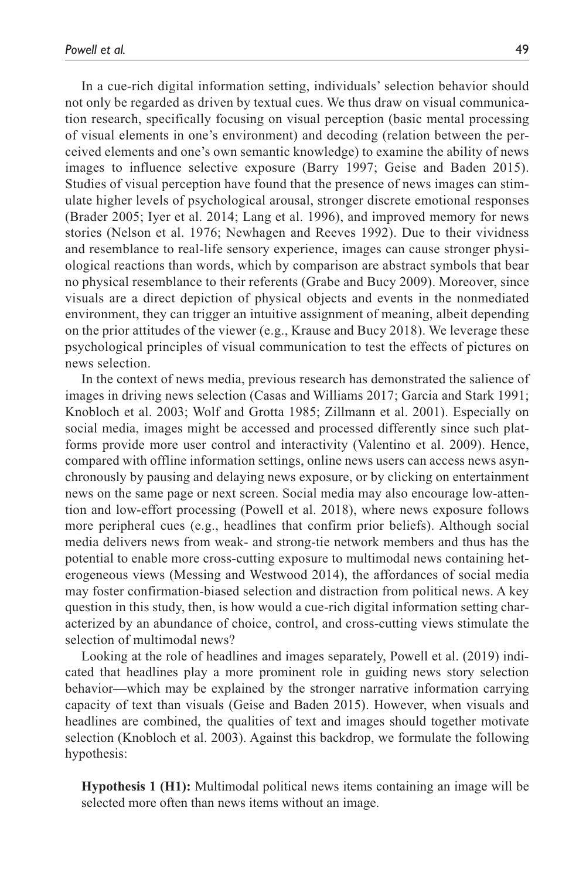In a cue-rich digital information setting, individuals' selection behavior should not only be regarded as driven by textual cues. We thus draw on visual communication research, specifically focusing on visual perception (basic mental processing of visual elements in one's environment) and decoding (relation between the perceived elements and one's own semantic knowledge) to examine the ability of news images to influence selective exposure (Barry 1997; Geise and Baden 2015). Studies of visual perception have found that the presence of news images can stimulate higher levels of psychological arousal, stronger discrete emotional responses (Brader 2005; Iyer et al. 2014; Lang et al. 1996), and improved memory for news stories (Nelson et al. 1976; Newhagen and Reeves 1992). Due to their vividness and resemblance to real-life sensory experience, images can cause stronger physiological reactions than words, which by comparison are abstract symbols that bear no physical resemblance to their referents (Grabe and Bucy 2009). Moreover, since visuals are a direct depiction of physical objects and events in the nonmediated environment, they can trigger an intuitive assignment of meaning, albeit depending on the prior attitudes of the viewer (e.g., Krause and Bucy 2018). We leverage these psychological principles of visual communication to test the effects of pictures on news selection.

In the context of news media, previous research has demonstrated the salience of images in driving news selection (Casas and Williams 2017; Garcia and Stark 1991; Knobloch et al. 2003; Wolf and Grotta 1985; Zillmann et al. 2001). Especially on social media, images might be accessed and processed differently since such platforms provide more user control and interactivity (Valentino et al. 2009). Hence, compared with offline information settings, online news users can access news asynchronously by pausing and delaying news exposure, or by clicking on entertainment news on the same page or next screen. Social media may also encourage low-attention and low-effort processing (Powell et al. 2018), where news exposure follows more peripheral cues (e.g., headlines that confirm prior beliefs). Although social media delivers news from weak- and strong-tie network members and thus has the potential to enable more cross-cutting exposure to multimodal news containing heterogeneous views (Messing and Westwood 2014), the affordances of social media may foster confirmation-biased selection and distraction from political news. A key question in this study, then, is how would a cue-rich digital information setting characterized by an abundance of choice, control, and cross-cutting views stimulate the selection of multimodal news?

Looking at the role of headlines and images separately, Powell et al. (2019) indicated that headlines play a more prominent role in guiding news story selection behavior—which may be explained by the stronger narrative information carrying capacity of text than visuals (Geise and Baden 2015). However, when visuals and headlines are combined, the qualities of text and images should together motivate selection (Knobloch et al. 2003). Against this backdrop, we formulate the following hypothesis:

**Hypothesis 1 (H1):** Multimodal political news items containing an image will be selected more often than news items without an image.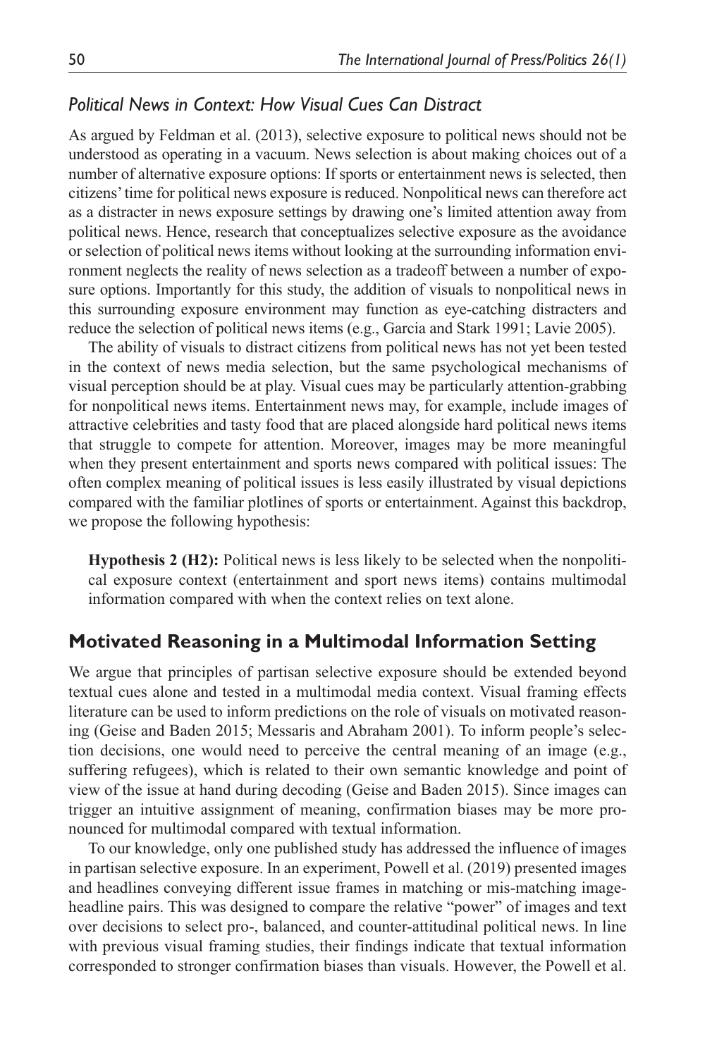### *Political News in Context: How Visual Cues Can Distract*

As argued by Feldman et al. (2013), selective exposure to political news should not be understood as operating in a vacuum. News selection is about making choices out of a number of alternative exposure options: If sports or entertainment news is selected, then citizens' time for political news exposure is reduced. Nonpolitical news can therefore act as a distracter in news exposure settings by drawing one's limited attention away from political news. Hence, research that conceptualizes selective exposure as the avoidance or selection of political news items without looking at the surrounding information environment neglects the reality of news selection as a tradeoff between a number of exposure options. Importantly for this study, the addition of visuals to nonpolitical news in this surrounding exposure environment may function as eye-catching distracters and reduce the selection of political news items (e.g., Garcia and Stark 1991; Lavie 2005).

The ability of visuals to distract citizens from political news has not yet been tested in the context of news media selection, but the same psychological mechanisms of visual perception should be at play. Visual cues may be particularly attention-grabbing for nonpolitical news items. Entertainment news may, for example, include images of attractive celebrities and tasty food that are placed alongside hard political news items that struggle to compete for attention. Moreover, images may be more meaningful when they present entertainment and sports news compared with political issues: The often complex meaning of political issues is less easily illustrated by visual depictions compared with the familiar plotlines of sports or entertainment. Against this backdrop, we propose the following hypothesis:

> **Hypothesis 2 (H2):** Political news is less likely to be selected when the nonpolitical exposure context (entertainment and sport news items) contains multimodal information compared with when the context relies on text alone.

## Motivated Reasoning in a Multimodal Information Setting

We argue that principles of partisan selective exposure should be extended beyond textual cues alone and tested in a multimodal media context. Visual framing effects literature can be used to inform predictions on the role of visuals on motivated reasoning (Geise and Baden 2015; Messaris and Abraham 2001). To inform people's selection decisions, one would need to perceive the central meaning of an image (e.g., suffering refugees), which is related to their own semantic knowledge and point of view of the issue at hand during decoding (Geise and Baden 2015). Since images can trigger an intuitive assignment of meaning, confirmation biases may be more pronounced for multimodal compared with textual information.

To our knowledge, only one published study has addressed the influence of images in partisan selective exposure. In an experiment, Powell et al. (2019) presented images and headlines conveying different issue frames in matching or mis-matching image-headline pairs. This was designed to compare the relative "power" of images and text over decisions to select pro-, balanced, and counter-attitudinal political news. In line with previous visual framing studies, their findings indicate that textual information corresponded to stronger confirmation biases than visuals. However, the Powell et al.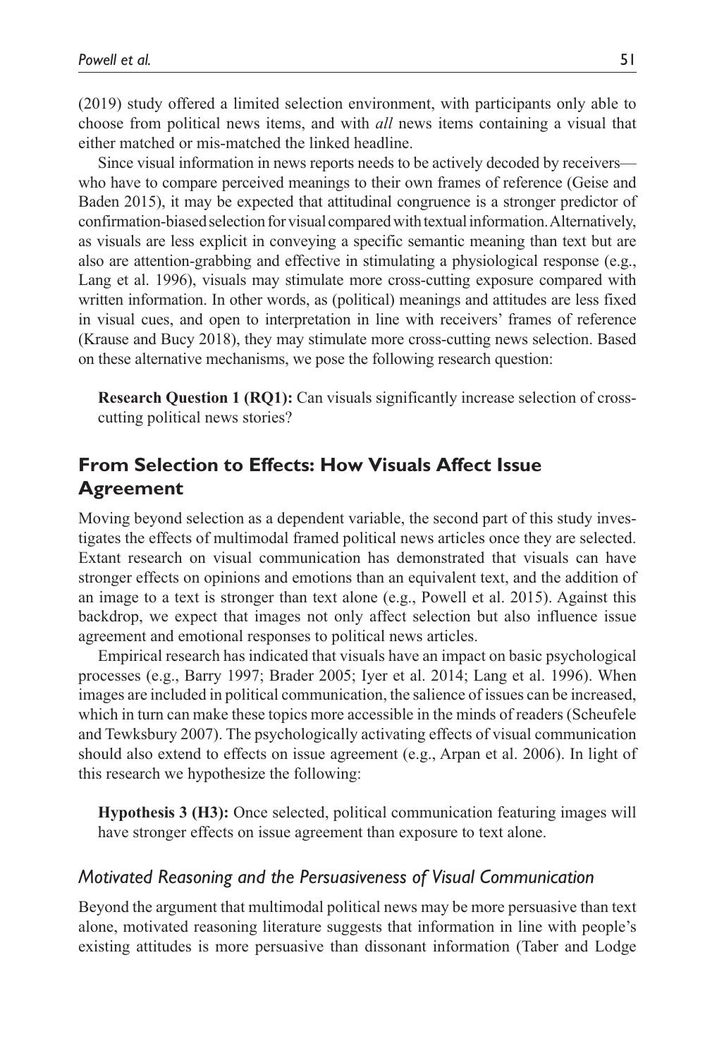(2019) study offered a limited selection environment, with participants only able to choose from political news items, and with *all* news items containing a visual that either matched or mis-matched the linked headline.

Since visual information in news reports needs to be actively decoded by receivers—who have to compare perceived meanings to their own frames of reference (Geise and Baden 2015), it may be expected that attitudinal congruence is a stronger predictor of confirmation-biased selection for visual compared with textual information. Alternatively, as visuals are less explicit in conveying a specific semantic meaning than text but are also are attention-grabbing and effective in stimulating a physiological response (e.g., Lang et al. 1996), visuals may stimulate more cross-cutting exposure compared with written information. In other words, as (political) meanings and attitudes are less fixed in visual cues, and open to interpretation in line with receivers' frames of reference (Krause and Bucy 2018), they may stimulate more cross-cutting news selection. Based on these alternative mechanisms, we pose the following research question:

> **Research Question 1 (RQ1):** Can visuals significantly increase selection of cross-cutting political news stories?

## From Selection to Effects: How Visuals Affect Issue Agreement

Moving beyond selection as a dependent variable, the second part of this study investigates the effects of multimodal framed political news articles once they are selected. Extant research on visual communication has demonstrated that visuals can have stronger effects on opinions and emotions than an equivalent text, and the addition of an image to a text is stronger than text alone (e.g., Powell et al. 2015). Against this backdrop, we expect that images not only affect selection but also influence issue agreement and emotional responses to political news articles.

Empirical research has indicated that visuals have an impact on basic psychological processes (e.g., Barry 1997; Brader 2005; Iyer et al. 2014; Lang et al. 1996). When images are included in political communication, the salience of issues can be increased, which in turn can make these topics more accessible in the minds of readers (Scheufele and Tewksbury 2007). The psychologically activating effects of visual communication should also extend to effects on issue agreement (e.g., Arpan et al. 2006). In light of this research we hypothesize the following:

> **Hypothesis 3 (H3):** Once selected, political communication featuring images will have stronger effects on issue agreement than exposure to text alone.

### *Motivated Reasoning and the Persuasiveness of Visual Communication*

Beyond the argument that multimodal political news may be more persuasive than text alone, motivated reasoning literature suggests that information in line with people's existing attitudes is more persuasive than dissonant information (Taber and Lodge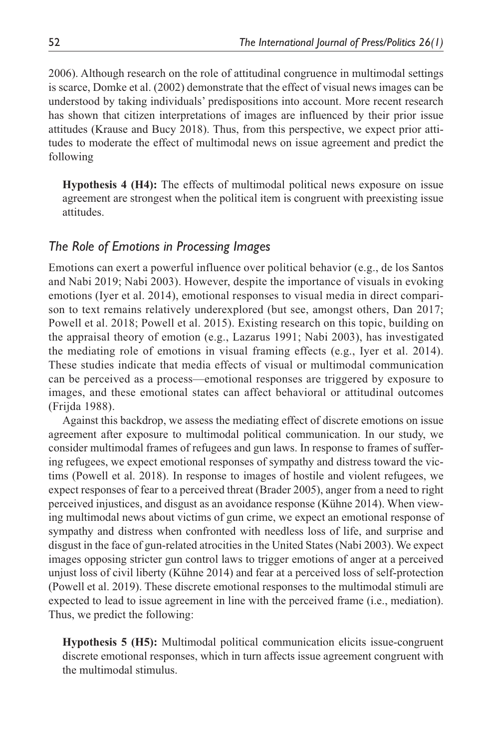2006). Although research on the role of attitudinal congruence in multimodal settings is scarce, Domke et al. (2002) demonstrate that the effect of visual news images can be understood by taking individuals' predispositions into account. More recent research has shown that citizen interpretations of images are influenced by their prior issue attitudes (Krause and Bucy 2018). Thus, from this perspective, we expect prior attitudes to moderate the effect of multimodal news on issue agreement and predict the following

> **Hypothesis 4 (H4):** The effects of multimodal political news exposure on issue agreement are strongest when the political item is congruent with preexisting issue attitudes.

### *The Role of Emotions in Processing Images*

Emotions can exert a powerful influence over political behavior (e.g., de los Santos and Nabi 2019; Nabi 2003). However, despite the importance of visuals in evoking emotions (Iyer et al. 2014), emotional responses to visual media in direct comparison to text remains relatively underexplored (but see, amongst others, Dan 2017; Powell et al. 2018; Powell et al. 2015). Existing research on this topic, building on the appraisal theory of emotion (e.g., Lazarus 1991; Nabi 2003), has investigated the mediating role of emotions in visual framing effects (e.g., Iyer et al. 2014). These studies indicate that media effects of visual or multimodal communication can be perceived as a process—emotional responses are triggered by exposure to images, and these emotional states can affect behavioral or attitudinal outcomes (Frijda 1988).

Against this backdrop, we assess the mediating effect of discrete emotions on issue agreement after exposure to multimodal political communication. In our study, we consider multimodal frames of refugees and gun laws. In response to frames of suffering refugees, we expect emotional responses of sympathy and distress toward the victims (Powell et al. 2018). In response to images of hostile and violent refugees, we expect responses of fear to a perceived threat (Brader 2005), anger from a need to right perceived injustices, and disgust as an avoidance response (Kühne 2014). When viewing multimodal news about victims of gun crime, we expect an emotional response of sympathy and distress when confronted with needless loss of life, and surprise and disgust in the face of gun-related atrocities in the United States (Nabi 2003). We expect images opposing stricter gun control laws to trigger emotions of anger at a perceived unjust loss of civil liberty (Kühne 2014) and fear at a perceived loss of self-protection (Powell et al. 2019). These discrete emotional responses to the multimodal stimuli are expected to lead to issue agreement in line with the perceived frame (i.e., mediation). Thus, we predict the following:

> **Hypothesis 5 (H5):** Multimodal political communication elicits issue-congruent discrete emotional responses, which in turn affects issue agreement congruent with the multimodal stimulus.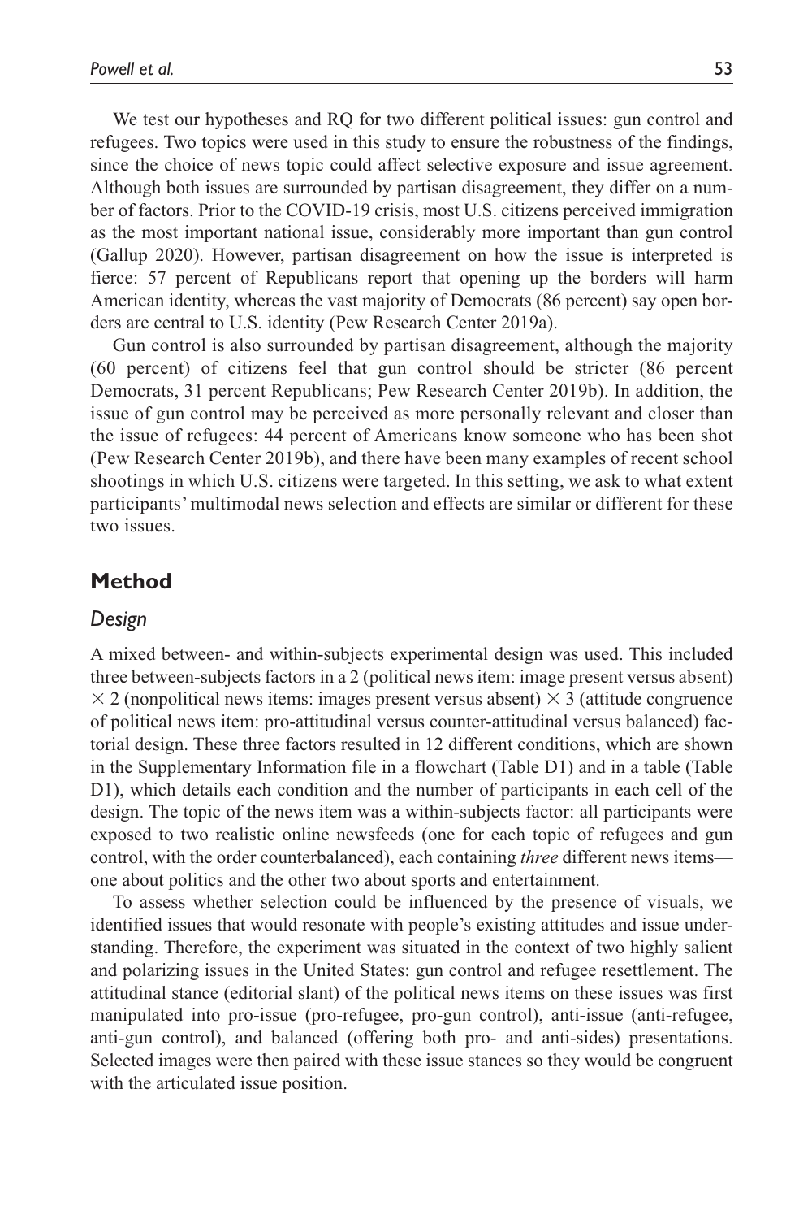We test our hypotheses and RQ for two different political issues: gun control and refugees. Two topics were used in this study to ensure the robustness of the findings, since the choice of news topic could affect selective exposure and issue agreement. Although both issues are surrounded by partisan disagreement, they differ on a number of factors. Prior to the COVID-19 crisis, most U.S. citizens perceived immigration as the most important national issue, considerably more important than gun control (Gallup 2020). However, partisan disagreement on how the issue is interpreted is fierce: 57 percent of Republicans report that opening up the borders will harm American identity, whereas the vast majority of Democrats (86 percent) say open borders are central to U.S. identity (Pew Research Center 2019a).

Gun control is also surrounded by partisan disagreement, although the majority (60 percent) of citizens feel that gun control should be stricter (86 percent Democrats, 31 percent Republicans; Pew Research Center 2019b). In addition, the issue of gun control may be perceived as more personally relevant and closer than the issue of refugees: 44 percent of Americans know someone who has been shot (Pew Research Center 2019b), and there have been many examples of recent school shootings in which U.S. citizens were targeted. In this setting, we ask to what extent participants' multimodal news selection and effects are similar or different for these two issues.

## Method

### *Design*

A mixed between- and within-subjects experimental design was used. This included three between-subjects factors in a 2 (political news item: image present versus absent) × 2 (nonpolitical news items: images present versus absent) × 3 (attitude congruence of political news item: pro-attitudinal versus counter-attitudinal versus balanced) factorial design. These three factors resulted in 12 different conditions, which are shown in the Supplementary Information file in a flowchart (Table D1) and in a table (Table D1), which details each condition and the number of participants in each cell of the design. The topic of the news item was a within-subjects factor: all participants were exposed to two realistic online newsfeeds (one for each topic of refugees and gun control, with the order counterbalanced), each containing *three* different news items—one about politics and the other two about sports and entertainment.

To assess whether selection could be influenced by the presence of visuals, we identified issues that would resonate with people's existing attitudes and issue understanding. Therefore, the experiment was situated in the context of two highly salient and polarizing issues in the United States: gun control and refugee resettlement. The attitudinal stance (editorial slant) of the political news items on these issues was first manipulated into pro-issue (pro-refugee, pro-gun control), anti-issue (anti-refugee, anti-gun control), and balanced (offering both pro- and anti-sides) presentations. Selected images were then paired with these issue stances so they would be congruent with the articulated issue position.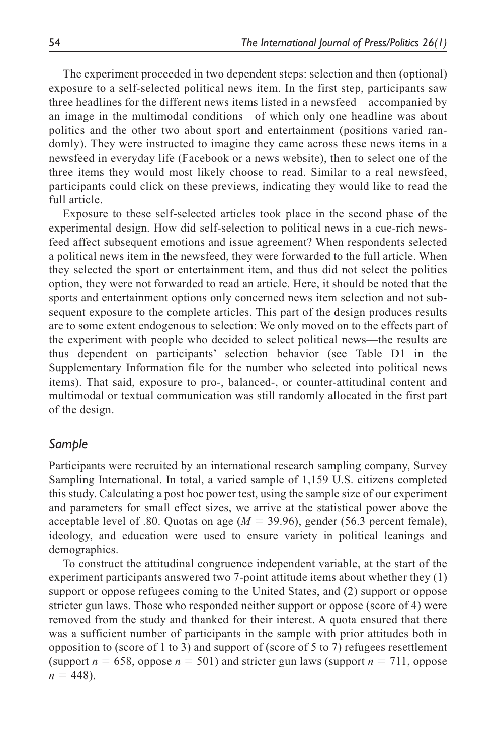The experiment proceeded in two dependent steps: selection and then (optional) exposure to a self-selected political news item. In the first step, participants saw three headlines for the different news items listed in a newsfeed—accompanied by an image in the multimodal conditions—of which only one headline was about politics and the other two about sport and entertainment (positions varied randomly). They were instructed to imagine they came across these news items in a newsfeed in everyday life (Facebook or a news website), then to select one of the three items they would most likely choose to read. Similar to a real newsfeed, participants could click on these previews, indicating they would like to read the full article.

Exposure to these self-selected articles took place in the second phase of the experimental design. How did self-selection to political news in a cue-rich newsfeed affect subsequent emotions and issue agreement? When respondents selected a political news item in the newsfeed, they were forwarded to the full article. When they selected the sport or entertainment item, and thus did not select the politics option, they were not forwarded to read an article. Here, it should be noted that the sports and entertainment options only concerned news item selection and not subsequent exposure to the complete articles. This part of the design produces results are to some extent endogenous to selection: We only moved on to the effects part of the experiment with people who decided to select political news—the results are thus dependent on participants' selection behavior (see Table D1 in the Supplementary Information file for the number who selected into political news items). That said, exposure to pro-, balanced-, or counter-attitudinal content and multimodal or textual communication was still randomly allocated in the first part of the design.

## *Sample*

Participants were recruited by an international research sampling company, Survey Sampling International. In total, a varied sample of 1,159 U.S. citizens completed this study. Calculating a post hoc power test, using the sample size of our experiment and parameters for small effect sizes, we arrive at the statistical power above the acceptable level of .80. Quotas on age ($M$ = 39.96), gender (56.3 percent female), ideology, and education were used to ensure variety in political leanings and demographics.

To construct the attitudinal congruence independent variable, at the start of the experiment participants answered two 7-point attitude items about whether they (1) support or oppose refugees coming to the United States, and (2) support or oppose stricter gun laws. Those who responded neither support or oppose (score of 4) were removed from the study and thanked for their interest. A quota ensured that there was a sufficient number of participants in the sample with prior attitudes both in opposition to (score of 1 to 3) and support of (score of 5 to 7) refugees resettlement (support $n$ = 658, oppose $n$ = 501) and stricter gun laws (support $n$ = 711, oppose $n$ = 448).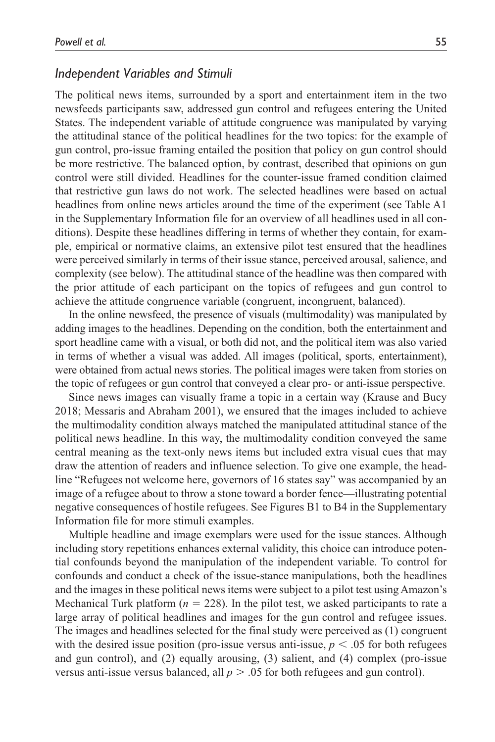### *Independent Variables and Stimuli*

The political news items, surrounded by a sport and entertainment item in the two newsfeeds participants saw, addressed gun control and refugees entering the United States. The independent variable of attitude congruence was manipulated by varying the attitudinal stance of the political headlines for the two topics: for the example of gun control, pro-issue framing entailed the position that policy on gun control should be more restrictive. The balanced option, by contrast, described that opinions on gun control were still divided. Headlines for the counter-issue framed condition claimed that restrictive gun laws do not work. The selected headlines were based on actual headlines from online news articles around the time of the experiment (see Table A1 in the Supplementary Information file for an overview of all headlines used in all conditions). Despite these headlines differing in terms of whether they contain, for example, empirical or normative claims, an extensive pilot test ensured that the headlines were perceived similarly in terms of their issue stance, perceived arousal, salience, and complexity (see below). The attitudinal stance of the headline was then compared with the prior attitude of each participant on the topics of refugees and gun control to achieve the attitude congruence variable (congruent, incongruent, balanced).

In the online newsfeed, the presence of visuals (multimodality) was manipulated by adding images to the headlines. Depending on the condition, both the entertainment and sport headline came with a visual, or both did not, and the political item was also varied in terms of whether a visual was added. All images (political, sports, entertainment), were obtained from actual news stories. The political images were taken from stories on the topic of refugees or gun control that conveyed a clear pro- or anti-issue perspective.

Since news images can visually frame a topic in a certain way (Krause and Bucy 2018; Messaris and Abraham 2001), we ensured that the images included to achieve the multimodality condition always matched the manipulated attitudinal stance of the political news headline. In this way, the multimodality condition conveyed the same central meaning as the text-only news items but included extra visual cues that may draw the attention of readers and influence selection. To give one example, the headline "Refugees not welcome here, governors of 16 states say" was accompanied by an image of a refugee about to throw a stone toward a border fence—illustrating potential negative consequences of hostile refugees. See Figures B1 to B4 in the Supplementary Information file for more stimuli examples.

Multiple headline and image exemplars were used for the issue stances. Although including story repetitions enhances external validity, this choice can introduce potential confounds beyond the manipulation of the independent variable. To control for confounds and conduct a check of the issue-stance manipulations, both the headlines and the images in these political news items were subject to a pilot test using Amazon's Mechanical Turk platform ($n = 228$). In the pilot test, we asked participants to rate a large array of political headlines and images for the gun control and refugee issues. The images and headlines selected for the final study were perceived as (1) congruent with the desired issue position (pro-issue versus anti-issue, $p < .05$ for both refugees and gun control), and (2) equally arousing, (3) salient, and (4) complex (pro-issue versus anti-issue versus balanced, all $p > .05$ for both refugees and gun control).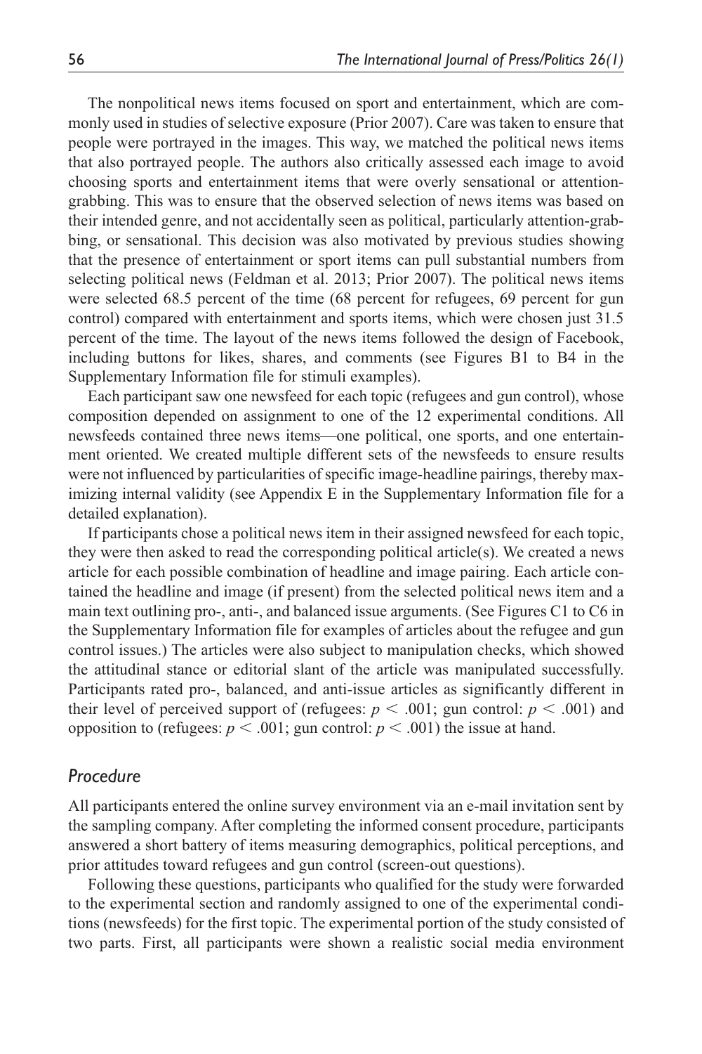The nonpolitical news items focused on sport and entertainment, which are commonly used in studies of selective exposure (Prior 2007). Care was taken to ensure that people were portrayed in the images. This way, we matched the political news items that also portrayed people. The authors also critically assessed each image to avoid choosing sports and entertainment items that were overly sensational or attention-grabbing. This was to ensure that the observed selection of news items was based on their intended genre, and not accidentally seen as political, particularly attention-grabbing, or sensational. This decision was also motivated by previous studies showing that the presence of entertainment or sport items can pull substantial numbers from selecting political news (Feldman et al. 2013; Prior 2007). The political news items were selected 68.5 percent of the time (68 percent for refugees, 69 percent for gun control) compared with entertainment and sports items, which were chosen just 31.5 percent of the time. The layout of the news items followed the design of Facebook, including buttons for likes, shares, and comments (see Figures B1 to B4 in the Supplementary Information file for stimuli examples).

Each participant saw one newsfeed for each topic (refugees and gun control), whose composition depended on assignment to one of the 12 experimental conditions. All newsfeeds contained three news items—one political, one sports, and one entertainment oriented. We created multiple different sets of the newsfeeds to ensure results were not influenced by particularities of specific image-headline pairings, thereby maximizing internal validity (see Appendix E in the Supplementary Information file for a detailed explanation).

If participants chose a political news item in their assigned newsfeed for each topic, they were then asked to read the corresponding political article(s). We created a news article for each possible combination of headline and image pairing. Each article contained the headline and image (if present) from the selected political news item and a main text outlining pro-, anti-, and balanced issue arguments. (See Figures C1 to C6 in the Supplementary Information file for examples of articles about the refugee and gun control issues.) The articles were also subject to manipulation checks, which showed the attitudinal stance or editorial slant of the article was manipulated successfully. Participants rated pro-, balanced, and anti-issue articles as significantly different in their level of perceived support of (refugees: $p < .001$; gun control: $p < .001$) and opposition to (refugees: $p < .001$; gun control: $p < .001$) the issue at hand.

## *Procedure*

All participants entered the online survey environment via an e-mail invitation sent by the sampling company. After completing the informed consent procedure, participants answered a short battery of items measuring demographics, political perceptions, and prior attitudes toward refugees and gun control (screen-out questions).

Following these questions, participants who qualified for the study were forwarded to the experimental section and randomly assigned to one of the experimental conditions (newsfeeds) for the first topic. The experimental portion of the study consisted of two parts. First, all participants were shown a realistic social media environment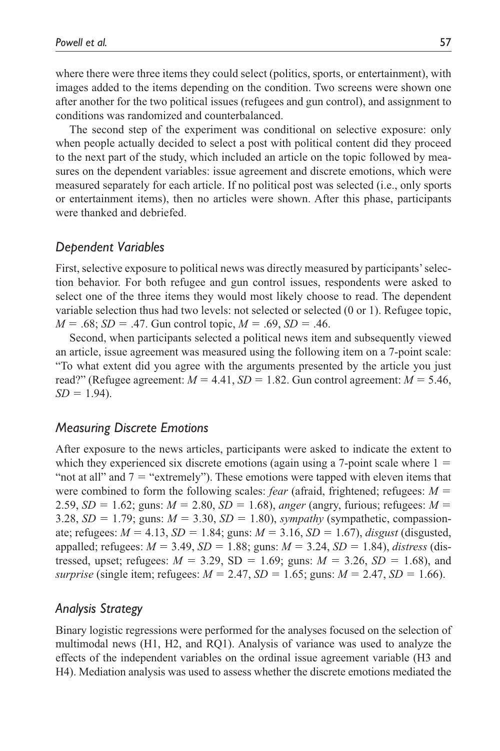where there were three items they could select (politics, sports, or entertainment), with images added to the items depending on the condition. Two screens were shown one after another for the two political issues (refugees and gun control), and assignment to conditions was randomized and counterbalanced.

The second step of the experiment was conditional on selective exposure: only when people actually decided to select a post with political content did they proceed to the next part of the study, which included an article on the topic followed by measures on the dependent variables: issue agreement and discrete emotions, which were measured separately for each article. If no political post was selected (i.e., only sports or entertainment items), then no articles were shown. After this phase, participants were thanked and debriefed.

### *Dependent Variables*

First, selective exposure to political news was directly measured by participants' selection behavior. For both refugee and gun control issues, respondents were asked to select one of the three items they would most likely choose to read. The dependent variable selection thus had two levels: not selected or selected (0 or 1). Refugee topic, $M = .68$; $SD = .47$. Gun control topic, $M = .69$, $SD = .46$.

Second, when participants selected a political news item and subsequently viewed an article, issue agreement was measured using the following item on a 7-point scale: "To what extent did you agree with the arguments presented by the article you just read?" (Refugee agreement: $M = 4.41$, $SD = 1.82$. Gun control agreement: $M = 5.46$, $SD = 1.94$).

### *Measuring Discrete Emotions*

After exposure to the news articles, participants were asked to indicate the extent to which they experienced six discrete emotions (again using a 7-point scale where 1 = "not at all" and 7 = "extremely"). These emotions were tapped with eleven items that were combined to form the following scales: *fear* (afraid, frightened; refugees: $M = 2.59$, $SD = 1.62$; guns: $M = 2.80$, $SD = 1.68$), *anger* (angry, furious; refugees: $M = 3.28$, $SD = 1.79$; guns: $M = 3.30$, $SD = 1.80$), *sympathy* (sympathetic, compassionate; refugees: $M = 4.13$, $SD = 1.84$; guns: $M = 3.16$, $SD = 1.67$), *disgust* (disgusted, appalled; refugees: $M = 3.49$, $SD = 1.88$; guns: $M = 3.24$, $SD = 1.84$), *distress* (distressed, upset; refugees: $M = 3.29$, SD $= 1.69$; guns: $M = 3.26$, $SD = 1.68$), and *surprise* (single item; refugees: $M = 2.47$, $SD = 1.65$; guns: $M = 2.47$, $SD = 1.66$).

### *Analysis Strategy*

Binary logistic regressions were performed for the analyses focused on the selection of multimodal news (H1, H2, and RQ1). Analysis of variance was used to analyze the effects of the independent variables on the ordinal issue agreement variable (H3 and H4). Mediation analysis was used to assess whether the discrete emotions mediated the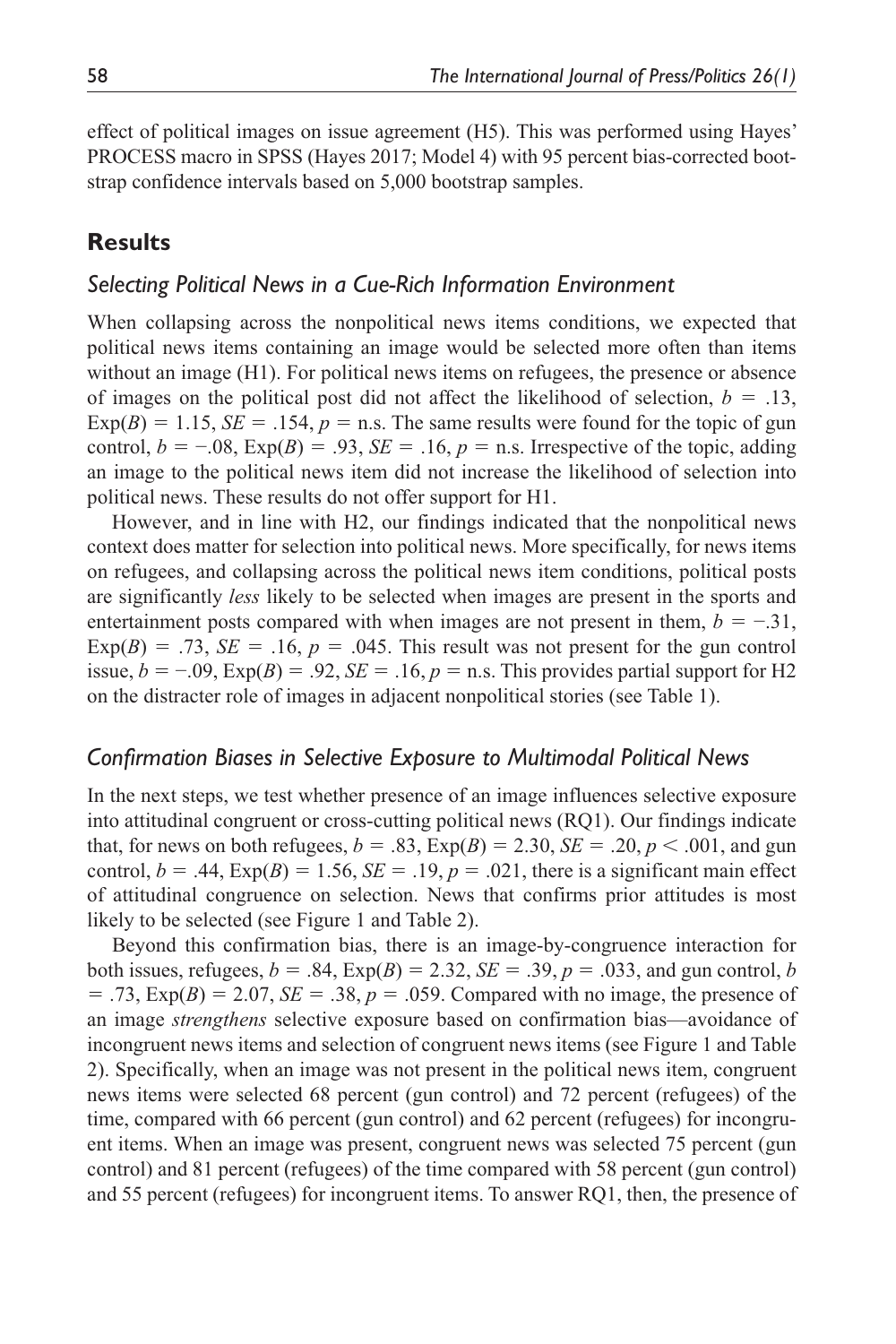effect of political images on issue agreement (H5). This was performed using Hayes' PROCESS macro in SPSS (Hayes 2017; Model 4) with 95 percent bias-corrected bootstrap confidence intervals based on 5,000 bootstrap samples.

## Results

### Selecting Political News in a Cue-Rich Information Environment

When collapsing across the nonpolitical news items conditions, we expected that political news items containing an image would be selected more often than items without an image (H1). For political news items on refugees, the presence or absence of images on the political post did not affect the likelihood of selection, $b = .13$, $\text{Exp}(B) = 1.15$, $SE = .154$, $p =$ n.s. The same results were found for the topic of gun control, $b = -.08$, $\text{Exp}(B) = .93$, $SE = .16$, $p =$ n.s. Irrespective of the topic, adding an image to the political news item did not increase the likelihood of selection into political news. These results do not offer support for H1.

However, and in line with H2, our findings indicated that the nonpolitical news context does matter for selection into political news. More specifically, for news items on refugees, and collapsing across the political news item conditions, political posts are significantly *less* likely to be selected when images are present in the sports and entertainment posts compared with when images are not present in them, $b = -.31$, $\text{Exp}(B) = .73$, $SE = .16$, $p = .045$. This result was not present for the gun control issue, $b = -.09$, $\text{Exp}(B) = .92$, $SE = .16$, $p =$ n.s. This provides partial support for H2 on the distracter role of images in adjacent nonpolitical stories (see Table 1).

### Confirmation Biases in Selective Exposure to Multimodal Political News

In the next steps, we test whether presence of an image influences selective exposure into attitudinal congruent or cross-cutting political news (RQ1). Our findings indicate that, for news on both refugees, $b = .83$, $\text{Exp}(B) = 2.30$, $SE = .20$, $p < .001$, and gun control, $b = .44$, $\text{Exp}(B) = 1.56$, $SE = .19$, $p = .021$, there is a significant main effect of attitudinal congruence on selection. News that confirms prior attitudes is most likely to be selected (see Figure 1 and Table 2).

Beyond this confirmation bias, there is an image-by-congruence interaction for both issues, refugees, $b = .84$, $\text{Exp}(B) = 2.32$, $SE = .39$, $p = .033$, and gun control, $b = .73$, $\text{Exp}(B) = 2.07$, $SE = .38$, $p = .059$. Compared with no image, the presence of an image *strengthens* selective exposure based on confirmation bias—avoidance of incongruent news items and selection of congruent news items (see Figure 1 and Table 2). Specifically, when an image was not present in the political news item, congruent news items were selected 68 percent (gun control) and 72 percent (refugees) of the time, compared with 66 percent (gun control) and 62 percent (refugees) for incongruent items. When an image was present, congruent news was selected 75 percent (gun control) and 81 percent (refugees) of the time compared with 58 percent (gun control) and 55 percent (refugees) for incongruent items. To answer RQ1, then, the presence of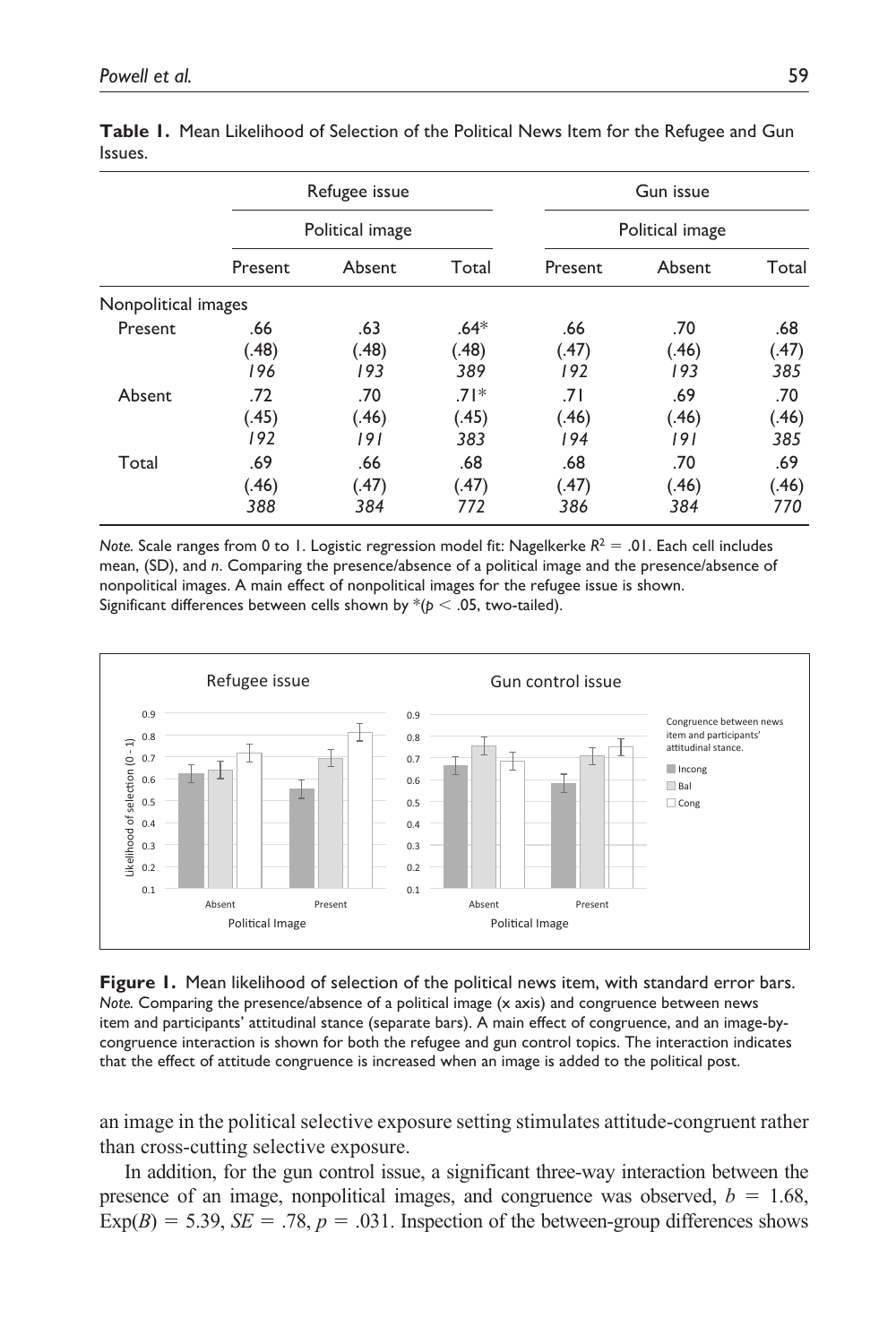**Table 1.** Mean Likelihood of Selection of the Political News Item for the Refugee and Gun Issues.

| | Refugee issue | | | Gun issue | | |
|---|---|---|---|---|---|---|
| | Political image | | | Political image | | |
| | Present | Absent | Total | Present | Absent | Total |
| Nonpolitical images | | | | | | |
| Present | .66 | .63 | .64* | .66 | .70 | .68 |
| | (.48) | (.48) | (.48) | (.47) | (.46) | (.47) |
| | *196* | *193* | *389* | *192* | *193* | *385* |
| Absent | .72 | .70 | .71* | .71 | .69 | .70 |
| | (.45) | (.46) | (.45) | (.46) | (.46) | (.46) |
| | *192* | *191* | *383* | *194* | *191* | *385* |
| Total | .69 | .66 | .68 | .68 | .70 | .69 |
| | (.46) | (.47) | (.47) | (.47) | (.46) | (.46) |
| | *388* | *384* | *772* | *386* | *384* | *770* |

*Note.* Scale ranges from 0 to 1. Logistic regression model fit: Nagelkerke $R^2 = .01$. Each cell includes mean, (SD), and *n*. Comparing the presence/absence of a political image and the presence/absence of nonpolitical images. A main effect of nonpolitical images for the refugee issue is shown. Significant differences between cells shown by *($p < .05$, two-tailed).

**Figure 1.** Mean likelihood of selection of the political news item, with standard error bars.
*Note.* Comparing the presence/absence of a political image (x axis) and congruence between news item and participants' attitudinal stance (separate bars). A main effect of congruence, and an image-by-congruence interaction is shown for both the refugee and gun control topics. The interaction indicates that the effect of attitude congruence is increased when an image is added to the political post.

an image in the political selective exposure setting stimulates attitude-congruent rather than cross-cutting selective exposure.

In addition, for the gun control issue, a significant three-way interaction between the presence of an image, nonpolitical images, and congruence was observed, $b = 1.68$, $\text{Exp}(B) = 5.39$, $SE = .78$, $p = .031$. Inspection of the between-group differences shows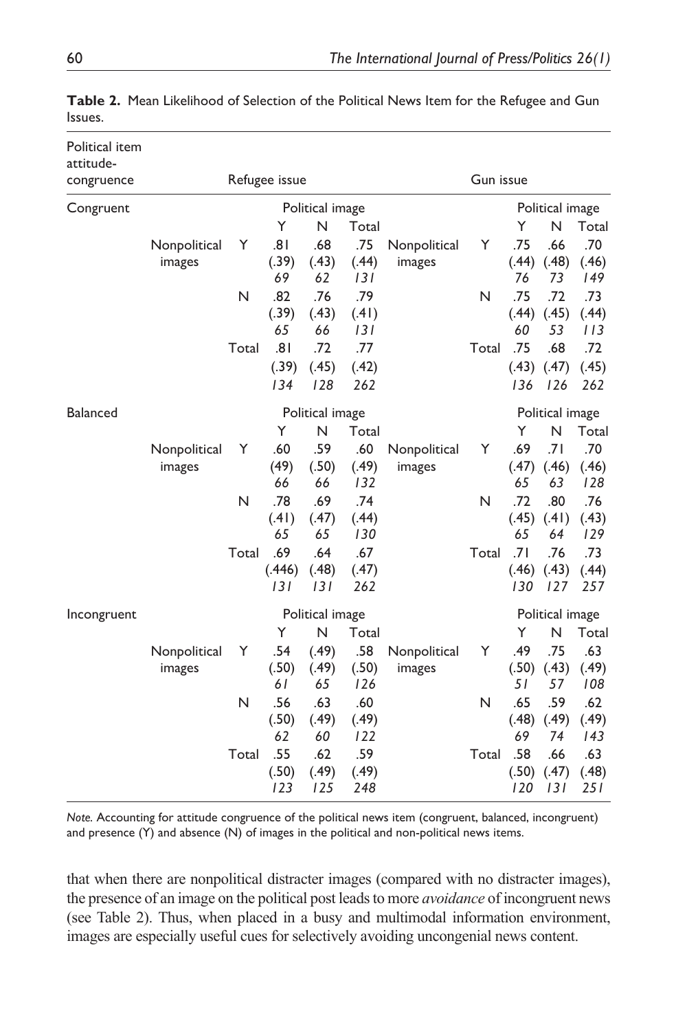**Table 2.** Mean Likelihood of Selection of the Political News Item for the Refugee and Gun Issues.

| Political item attitude-congruence | Refugee issue | | | | | Gun issue | | | | |
|---|---|---|---|---|---|---|---|---|---|---|
| Congruent | | | Political image | | | | | Political image | | |
| | | | Y | N | Total | | | Y | N | Total |
| | Nonpolitical images | Y | .81 (.39) *69* | .68 (.43) *62* | .75 (.44) *131* | Nonpolitical images | Y | .75 (.44) *76* | .66 (.48) *73* | .70 (.46) *149* |
| | | N | .82 (.39) *65* | .76 (.43) *66* | .79 (.41) *131* | | N | .75 (.44) *60* | .72 (.45) *53* | .73 (.44) *113* |
| | | Total | .81 (.39) *134* | .72 (.45) *128* | .77 (.42) *262* | | Total | .75 (.43) *136* | .68 (.47) *126* | .72 (.45) *262* |
| Balanced | | | Political image | | | | | Political image | | |
| | | | Y | N | Total | | | Y | N | Total |
| | Nonpolitical images | Y | .60 (49) *66* | .59 (.50) *66* | .60 (.49) *132* | Nonpolitical images | Y | .69 (.47) *65* | .71 (.46) *63* | .70 (.46) *128* |
| | | N | .78 (.41) *65* | .69 (.47) *65* | .74 (.44) *130* | | N | .72 (.45) *65* | .80 (.41) *64* | .76 (.43) *129* |
| | | Total | .69 (.446) *131* | .64 (.48) *131* | .67 (.47) *262* | | Total | .71 (.46) *130* | .76 (.43) *127* | .73 (.44) *257* |
| Incongruent | | | Political image | | | | | Political image | | |
| | | | Y | N | Total | | | Y | N | Total |
| | Nonpolitical images | Y | .54 (.50) *61* | (.49) (.49) *65* | .58 (.50) *126* | Nonpolitical images | Y | .49 (.50) *51* | .75 (.43) *57* | .63 (.49) *108* |
| | | N | .56 (.50) *62* | .63 (.49) *60* | .60 (.49) *122* | | N | .65 (.48) *69* | .59 (.49) *74* | .62 (.49) *143* |
| | | Total | .55 (.50) *123* | .62 (.49) *125* | .59 (.49) *248* | | Total | .58 (.50) *120* | .66 (.47) *131* | .63 (.48) *251* |

*Note.* Accounting for attitude congruence of the political news item (congruent, balanced, incongruent) and presence (Y) and absence (N) of images in the political and non-political news items.

that when there are nonpolitical distracter images (compared with no distracter images), the presence of an image on the political post leads to more *avoidance* of incongruent news (see Table 2). Thus, when placed in a busy and multimodal information environment, images are especially useful cues for selectively avoiding uncongenial news content.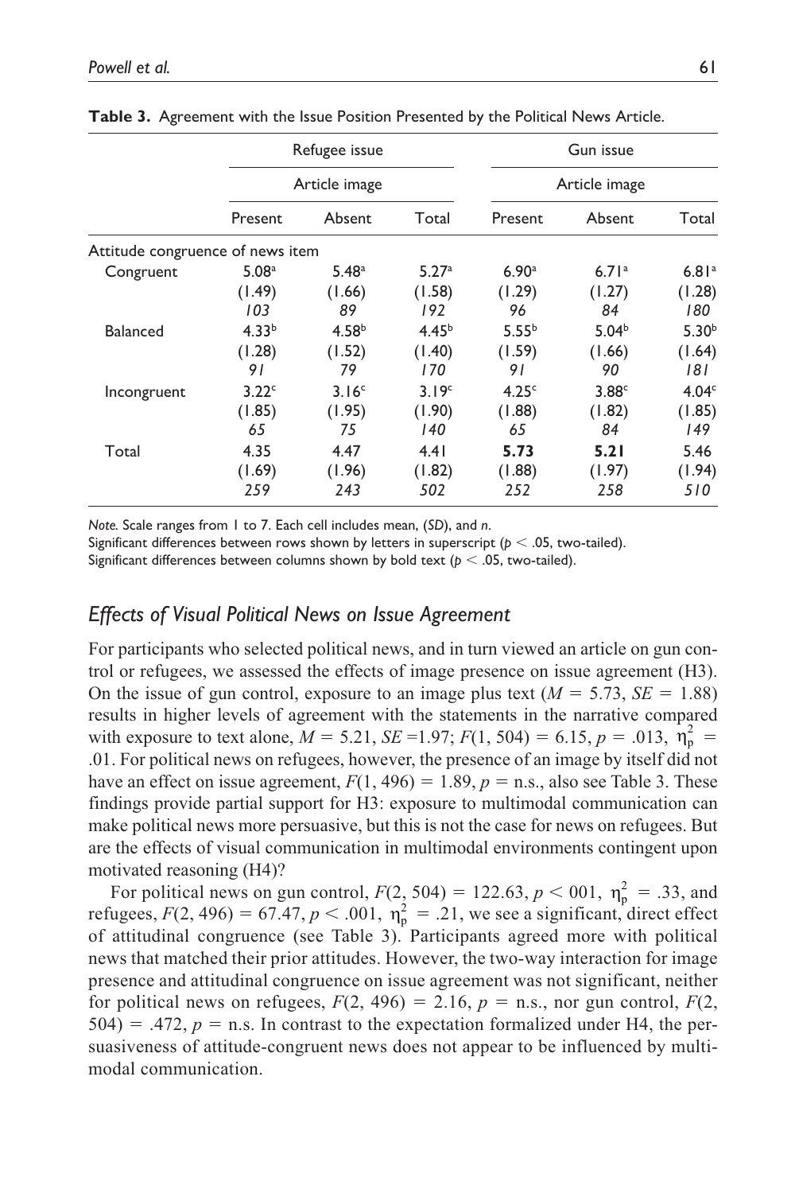**Table 3.** Agreement with the Issue Position Presented by the Political News Article.

| | Refugee issue | | | Gun issue | | |
|---|---|---|---|---|---|---|
| | Article image | | | Article image | | |
| | Present | Absent | Total | Present | Absent | Total |
| Attitude congruence of news item | | | | | | |
| Congruent | 5.08[a] | 5.48[a] | 5.27[a] | 6.90[a] | 6.71[a] | 6.81[a] |
| | (1.49) | (1.66) | (1.58) | (1.29) | (1.27) | (1.28) |
| | *103* | *89* | *192* | *96* | *84* | *180* |
| Balanced | 4.33[b] | 4.58[b] | 4.45[b] | 5.55[b] | 5.04[b] | 5.30[b] |
| | (1.28) | (1.52) | (1.40) | (1.59) | (1.66) | (1.64) |
| | *91* | *79* | *170* | *91* | *90* | *181* |
| Incongruent | 3.22[c] | 3.16[c] | 3.19[c] | 4.25[c] | 3.88[c] | 4.04[c] |
| | (1.85) | (1.95) | (1.90) | (1.88) | (1.82) | (1.85) |
| | *65* | *75* | *140* | *65* | *84* | *149* |
| Total | 4.35 | 4.47 | 4.41 | **5.73** | **5.21** | 5.46 |
| | (1.69) | (1.96) | (1.82) | (1.88) | (1.97) | (1.94) |
| | *259* | *243* | *502* | *252* | *258* | *510* |

*Note.* Scale ranges from 1 to 7. Each cell includes mean, (*SD*), and *n*.
Significant differences between rows shown by letters in superscript ($p < .05$, two-tailed).
Significant differences between columns shown by bold text ($p < .05$, two-tailed).

## *Effects of Visual Political News on Issue Agreement*

For participants who selected political news, and in turn viewed an article on gun control or refugees, we assessed the effects of image presence on issue agreement (H3). On the issue of gun control, exposure to an image plus text ($M = 5.73$, $SE = 1.88$) results in higher levels of agreement with the statements in the narrative compared with exposure to text alone, $M = 5.21$, $SE = 1.97$; $F(1, 504) = 6.15$, $p = .013$, $\eta_p^2 = .01$. For political news on refugees, however, the presence of an image by itself did not have an effect on issue agreement, $F(1, 496) = 1.89$, $p =$ n.s., also see Table 3. These findings provide partial support for H3: exposure to multimodal communication can make political news more persuasive, but this is not the case for news on refugees. But are the effects of visual communication in multimodal environments contingent upon motivated reasoning (H4)?

For political news on gun control, $F(2, 504) = 122.63$, $p < 001$, $\eta_p^2 = .33$, and refugees, $F(2, 496) = 67.47$, $p < .001$, $\eta_p^2 = .21$, we see a significant, direct effect of attitudinal congruence (see Table 3). Participants agreed more with political news that matched their prior attitudes. However, the two-way interaction for image presence and attitudinal congruence on issue agreement was not significant, neither for political news on refugees, $F(2, 496) = 2.16$, $p =$ n.s., nor gun control, $F(2, 504) = .472$, $p =$ n.s. In contrast to the expectation formalized under H4, the persuasiveness of attitude-congruent news does not appear to be influenced by multimodal communication.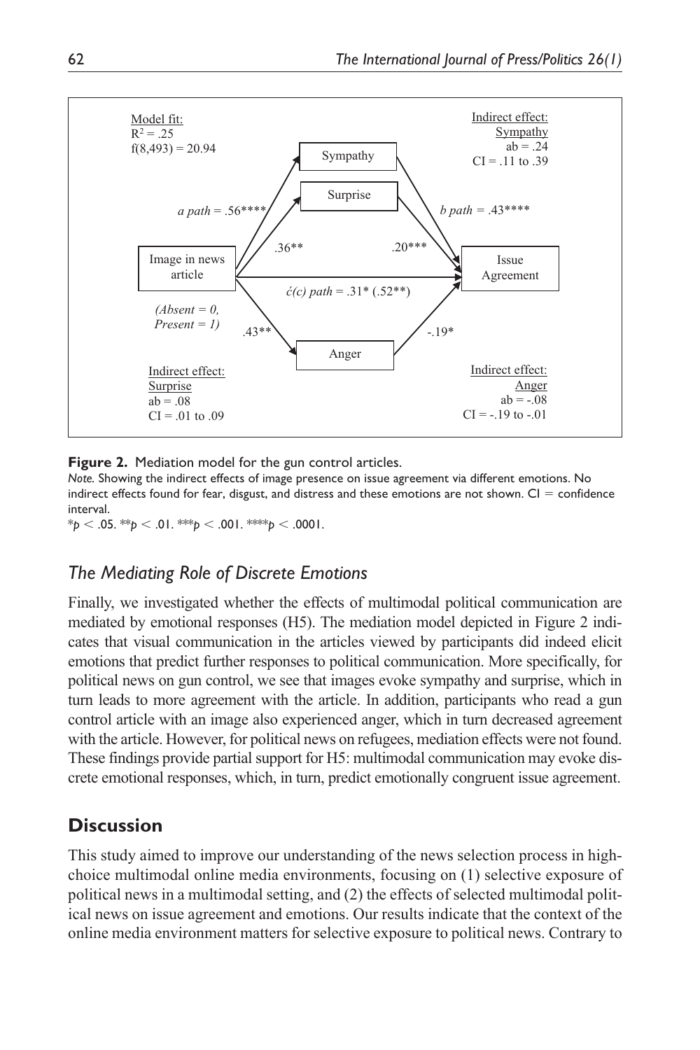Model fit:
$R^2 = .25$
$f(8,493) = 20.94$

Indirect effect:
Sympathy
ab = .24
CI = .11 to .39

Sympathy

Surprise

*a path* = .56****

*b path* = .43****

.36**

.20***

Image in news article

Issue Agreement

*ć(c) path* = .31* (.52**)

*(Absent = 0, Present = 1)*

.43**

-.19*

Anger

Indirect effect:
Surprise
ab = .08
CI = .01 to .09

Indirect effect:
Anger
ab = -.08
CI = -.19 to -.01

**Figure 2.** Mediation model for the gun control articles.

*Note.* Showing the indirect effects of image presence on issue agreement via different emotions. No indirect effects found for fear, disgust, and distress and these emotions are not shown. CI = confidence interval.

*$p < .05$. **$p < .01$. ***$p < .001$. ****$p < .0001$.

### *The Mediating Role of Discrete Emotions*

Finally, we investigated whether the effects of multimodal political communication are mediated by emotional responses (H5). The mediation model depicted in Figure 2 indicates that visual communication in the articles viewed by participants did indeed elicit emotions that predict further responses to political communication. More specifically, for political news on gun control, we see that images evoke sympathy and surprise, which in turn leads to more agreement with the article. In addition, participants who read a gun control article with an image also experienced anger, which in turn decreased agreement with the article. However, for political news on refugees, mediation effects were not found. These findings provide partial support for H5: multimodal communication may evoke discrete emotional responses, which, in turn, predict emotionally congruent issue agreement.

## **Discussion**

This study aimed to improve our understanding of the news selection process in high-choice multimodal online media environments, focusing on (1) selective exposure of political news in a multimodal setting, and (2) the effects of selected multimodal political news on issue agreement and emotions. Our results indicate that the context of the online media environment matters for selective exposure to political news. Contrary to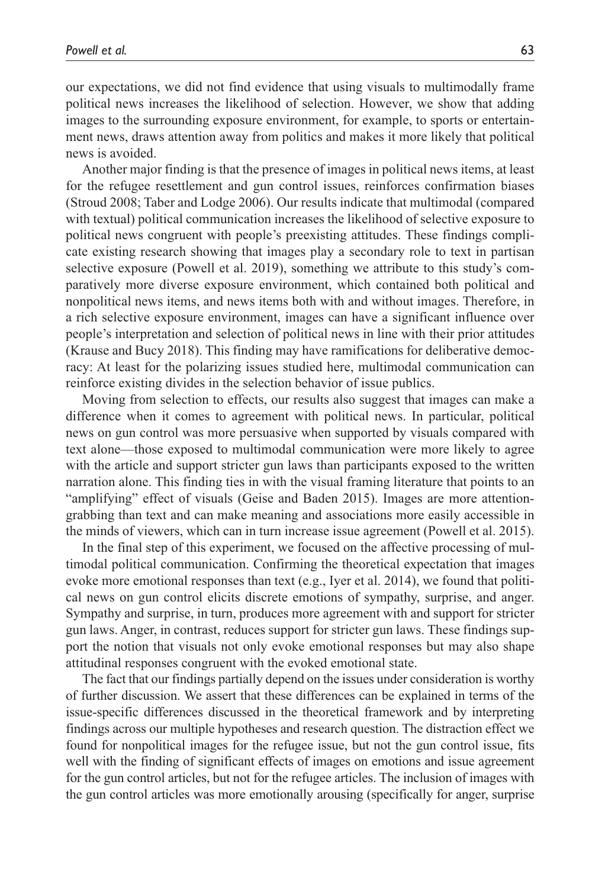our expectations, we did not find evidence that using visuals to multimodally frame political news increases the likelihood of selection. However, we show that adding images to the surrounding exposure environment, for example, to sports or entertainment news, draws attention away from politics and makes it more likely that political news is avoided.

Another major finding is that the presence of images in political news items, at least for the refugee resettlement and gun control issues, reinforces confirmation biases (Stroud 2008; Taber and Lodge 2006). Our results indicate that multimodal (compared with textual) political communication increases the likelihood of selective exposure to political news congruent with people's preexisting attitudes. These findings complicate existing research showing that images play a secondary role to text in partisan selective exposure (Powell et al. 2019), something we attribute to this study's comparatively more diverse exposure environment, which contained both political and nonpolitical news items, and news items both with and without images. Therefore, in a rich selective exposure environment, images can have a significant influence over people's interpretation and selection of political news in line with their prior attitudes (Krause and Bucy 2018). This finding may have ramifications for deliberative democracy: At least for the polarizing issues studied here, multimodal communication can reinforce existing divides in the selection behavior of issue publics.

Moving from selection to effects, our results also suggest that images can make a difference when it comes to agreement with political news. In particular, political news on gun control was more persuasive when supported by visuals compared with text alone—those exposed to multimodal communication were more likely to agree with the article and support stricter gun laws than participants exposed to the written narration alone. This finding ties in with the visual framing literature that points to an "amplifying" effect of visuals (Geise and Baden 2015). Images are more attention-grabbing than text and can make meaning and associations more easily accessible in the minds of viewers, which can in turn increase issue agreement (Powell et al. 2015).

In the final step of this experiment, we focused on the affective processing of multimodal political communication. Confirming the theoretical expectation that images evoke more emotional responses than text (e.g., Iyer et al. 2014), we found that political news on gun control elicits discrete emotions of sympathy, surprise, and anger. Sympathy and surprise, in turn, produces more agreement with and support for stricter gun laws. Anger, in contrast, reduces support for stricter gun laws. These findings support the notion that visuals not only evoke emotional responses but may also shape attitudinal responses congruent with the evoked emotional state.

The fact that our findings partially depend on the issues under consideration is worthy of further discussion. We assert that these differences can be explained in terms of the issue-specific differences discussed in the theoretical framework and by interpreting findings across our multiple hypotheses and research question. The distraction effect we found for nonpolitical images for the refugee issue, but not the gun control issue, fits well with the finding of significant effects of images on emotions and issue agreement for the gun control articles, but not for the refugee articles. The inclusion of images with the gun control articles was more emotionally arousing (specifically for anger, surprise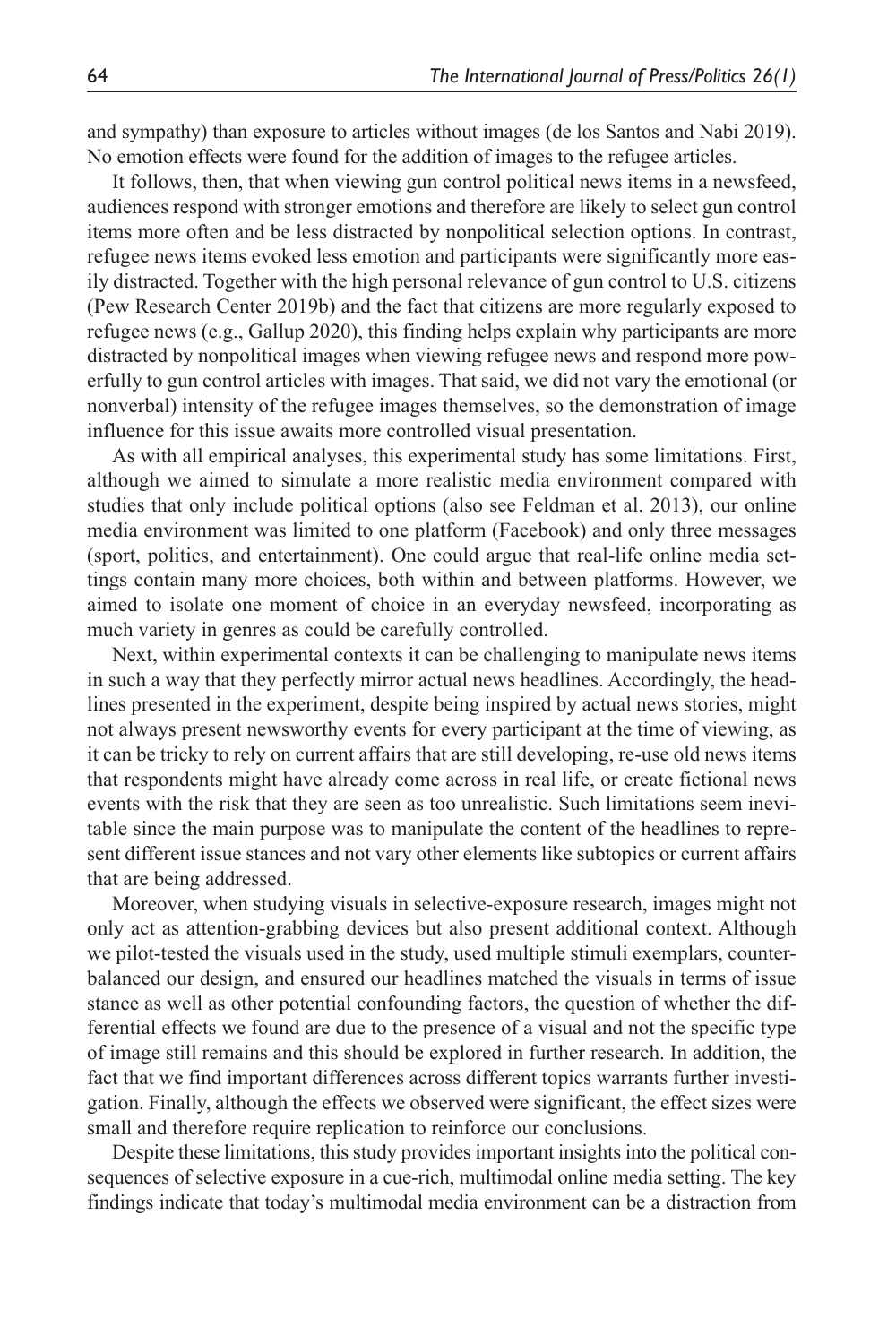and sympathy) than exposure to articles without images (de los Santos and Nabi 2019). No emotion effects were found for the addition of images to the refugee articles.

It follows, then, that when viewing gun control political news items in a newsfeed, audiences respond with stronger emotions and therefore are likely to select gun control items more often and be less distracted by nonpolitical selection options. In contrast, refugee news items evoked less emotion and participants were significantly more easily distracted. Together with the high personal relevance of gun control to U.S. citizens (Pew Research Center 2019b) and the fact that citizens are more regularly exposed to refugee news (e.g., Gallup 2020), this finding helps explain why participants are more distracted by nonpolitical images when viewing refugee news and respond more powerfully to gun control articles with images. That said, we did not vary the emotional (or nonverbal) intensity of the refugee images themselves, so the demonstration of image influence for this issue awaits more controlled visual presentation.

As with all empirical analyses, this experimental study has some limitations. First, although we aimed to simulate a more realistic media environment compared with studies that only include political options (also see Feldman et al. 2013), our online media environment was limited to one platform (Facebook) and only three messages (sport, politics, and entertainment). One could argue that real-life online media settings contain many more choices, both within and between platforms. However, we aimed to isolate one moment of choice in an everyday newsfeed, incorporating as much variety in genres as could be carefully controlled.

Next, within experimental contexts it can be challenging to manipulate news items in such a way that they perfectly mirror actual news headlines. Accordingly, the headlines presented in the experiment, despite being inspired by actual news stories, might not always present newsworthy events for every participant at the time of viewing, as it can be tricky to rely on current affairs that are still developing, re-use old news items that respondents might have already come across in real life, or create fictional news events with the risk that they are seen as too unrealistic. Such limitations seem inevitable since the main purpose was to manipulate the content of the headlines to represent different issue stances and not vary other elements like subtopics or current affairs that are being addressed.

Moreover, when studying visuals in selective-exposure research, images might not only act as attention-grabbing devices but also present additional context. Although we pilot-tested the visuals used in the study, used multiple stimuli exemplars, counterbalanced our design, and ensured our headlines matched the visuals in terms of issue stance as well as other potential confounding factors, the question of whether the differential effects we found are due to the presence of a visual and not the specific type of image still remains and this should be explored in further research. In addition, the fact that we find important differences across different topics warrants further investigation. Finally, although the effects we observed were significant, the effect sizes were small and therefore require replication to reinforce our conclusions.

Despite these limitations, this study provides important insights into the political consequences of selective exposure in a cue-rich, multimodal online media setting. The key findings indicate that today's multimodal media environment can be a distraction from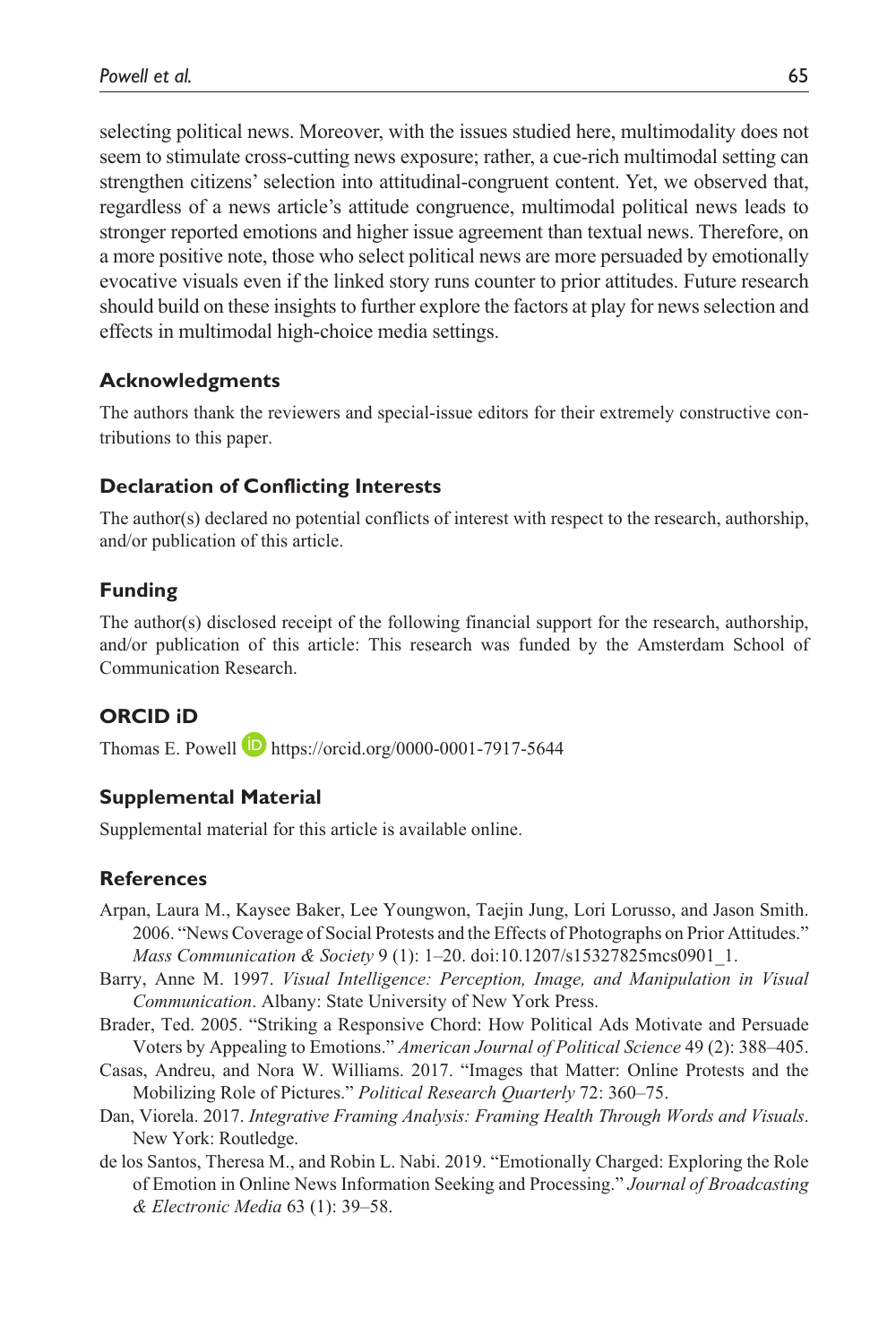selecting political news. Moreover, with the issues studied here, multimodality does not seem to stimulate cross-cutting news exposure; rather, a cue-rich multimodal setting can strengthen citizens' selection into attitudinal-congruent content. Yet, we observed that, regardless of a news article's attitude congruence, multimodal political news leads to stronger reported emotions and higher issue agreement than textual news. Therefore, on a more positive note, those who select political news are more persuaded by emotionally evocative visuals even if the linked story runs counter to prior attitudes. Future research should build on these insights to further explore the factors at play for news selection and effects in multimodal high-choice media settings.

## Acknowledgments

The authors thank the reviewers and special-issue editors for their extremely constructive contributions to this paper.

## Declaration of Conflicting Interests

The author(s) declared no potential conflicts of interest with respect to the research, authorship, and/or publication of this article.

## Funding

The author(s) disclosed receipt of the following financial support for the research, authorship, and/or publication of this article: This research was funded by the Amsterdam School of Communication Research.

## ORCID iD

Thomas E. Powell https://orcid.org/0000-0001-7917-5644

## Supplemental Material

Supplemental material for this article is available online.

## References

Arpan, Laura M., Kaysee Baker, Lee Youngwon, Taejin Jung, Lori Lorusso, and Jason Smith. 2006. "News Coverage of Social Protests and the Effects of Photographs on Prior Attitudes." *Mass Communication & Society* 9 (1): 1–20. doi:10.1207/s15327825mcs0901_1.

Barry, Anne M. 1997. *Visual Intelligence: Perception, Image, and Manipulation in Visual Communication*. Albany: State University of New York Press.

Brader, Ted. 2005. "Striking a Responsive Chord: How Political Ads Motivate and Persuade Voters by Appealing to Emotions." *American Journal of Political Science* 49 (2): 388–405.

Casas, Andreu, and Nora W. Williams. 2017. "Images that Matter: Online Protests and the Mobilizing Role of Pictures." *Political Research Quarterly* 72: 360–75.

Dan, Viorela. 2017. *Integrative Framing Analysis: Framing Health Through Words and Visuals*. New York: Routledge.

de los Santos, Theresa M., and Robin L. Nabi. 2019. "Emotionally Charged: Exploring the Role of Emotion in Online News Information Seeking and Processing." *Journal of Broadcasting & Electronic Media* 63 (1): 39–58.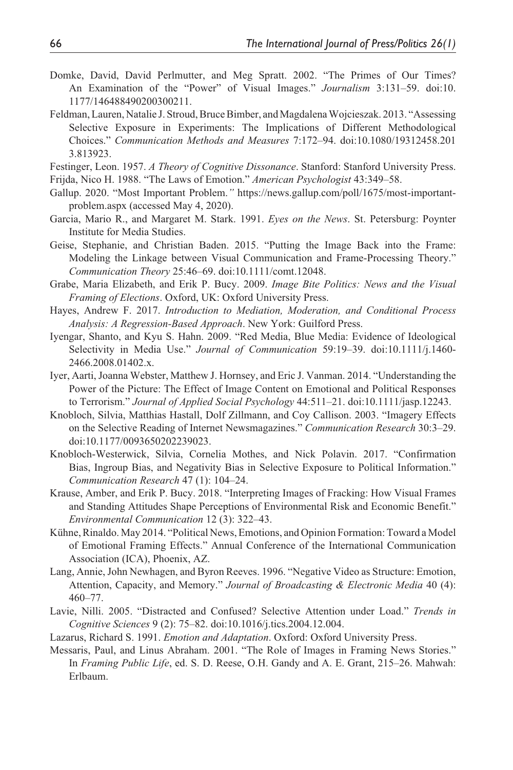Domke, David, David Perlmutter, and Meg Spratt. 2002. "The Primes of Our Times? An Examination of the "Power" of Visual Images." *Journalism* 3:131–59. doi:10.1177/146488490200300211.

Feldman, Lauren, Natalie J. Stroud, Bruce Bimber, and Magdalena Wojcieszak. 2013. "Assessing Selective Exposure in Experiments: The Implications of Different Methodological Choices." *Communication Methods and Measures* 7:172–94. doi:10.1080/19312458.2013.813923.

Festinger, Leon. 1957. *A Theory of Cognitive Dissonance*. Stanford: Stanford University Press.

Frijda, Nico H. 1988. "The Laws of Emotion." *American Psychologist* 43:349–58.

Gallup. 2020. "Most Important Problem." https://news.gallup.com/poll/1675/most-important-problem.aspx (accessed May 4, 2020).

Garcia, Mario R., and Margaret M. Stark. 1991. *Eyes on the News*. St. Petersburg: Poynter Institute for Media Studies.

Geise, Stephanie, and Christian Baden. 2015. "Putting the Image Back into the Frame: Modeling the Linkage between Visual Communication and Frame-Processing Theory." *Communication Theory* 25:46–69. doi:10.1111/comt.12048.

Grabe, Maria Elizabeth, and Erik P. Bucy. 2009. *Image Bite Politics: News and the Visual Framing of Elections*. Oxford, UK: Oxford University Press.

Hayes, Andrew F. 2017. *Introduction to Mediation, Moderation, and Conditional Process Analysis: A Regression-Based Approach*. New York: Guilford Press.

Iyengar, Shanto, and Kyu S. Hahn. 2009. "Red Media, Blue Media: Evidence of Ideological Selectivity in Media Use." *Journal of Communication* 59:19–39. doi:10.1111/j.1460-2466.2008.01402.x.

Iyer, Aarti, Joanna Webster, Matthew J. Hornsey, and Eric J. Vanman. 2014. "Understanding the Power of the Picture: The Effect of Image Content on Emotional and Political Responses to Terrorism." *Journal of Applied Social Psychology* 44:511–21. doi:10.1111/jasp.12243.

Knobloch, Silvia, Matthias Hastall, Dolf Zillmann, and Coy Callison. 2003. "Imagery Effects on the Selective Reading of Internet Newsmagazines." *Communication Research* 30:3–29. doi:10.1177/0093650202239023.

Knobloch-Westerwick, Silvia, Cornelia Mothes, and Nick Polavin. 2017. "Confirmation Bias, Ingroup Bias, and Negativity Bias in Selective Exposure to Political Information." *Communication Research* 47 (1): 104–24.

Krause, Amber, and Erik P. Bucy. 2018. "Interpreting Images of Fracking: How Visual Frames and Standing Attitudes Shape Perceptions of Environmental Risk and Economic Benefit." *Environmental Communication* 12 (3): 322–43.

Kühne, Rinaldo. May 2014. "Political News, Emotions, and Opinion Formation: Toward a Model of Emotional Framing Effects." Annual Conference of the International Communication Association (ICA), Phoenix, AZ.

Lang, Annie, John Newhagen, and Byron Reeves. 1996. "Negative Video as Structure: Emotion, Attention, Capacity, and Memory." *Journal of Broadcasting & Electronic Media* 40 (4): 460–77.

Lavie, Nilli. 2005. "Distracted and Confused? Selective Attention under Load." *Trends in Cognitive Sciences* 9 (2): 75–82. doi:10.1016/j.tics.2004.12.004.

Lazarus, Richard S. 1991. *Emotion and Adaptation*. Oxford: Oxford University Press.

Messaris, Paul, and Linus Abraham. 2001. "The Role of Images in Framing News Stories." In *Framing Public Life*, ed. S. D. Reese, O.H. Gandy and A. E. Grant, 215–26. Mahwah: Erlbaum.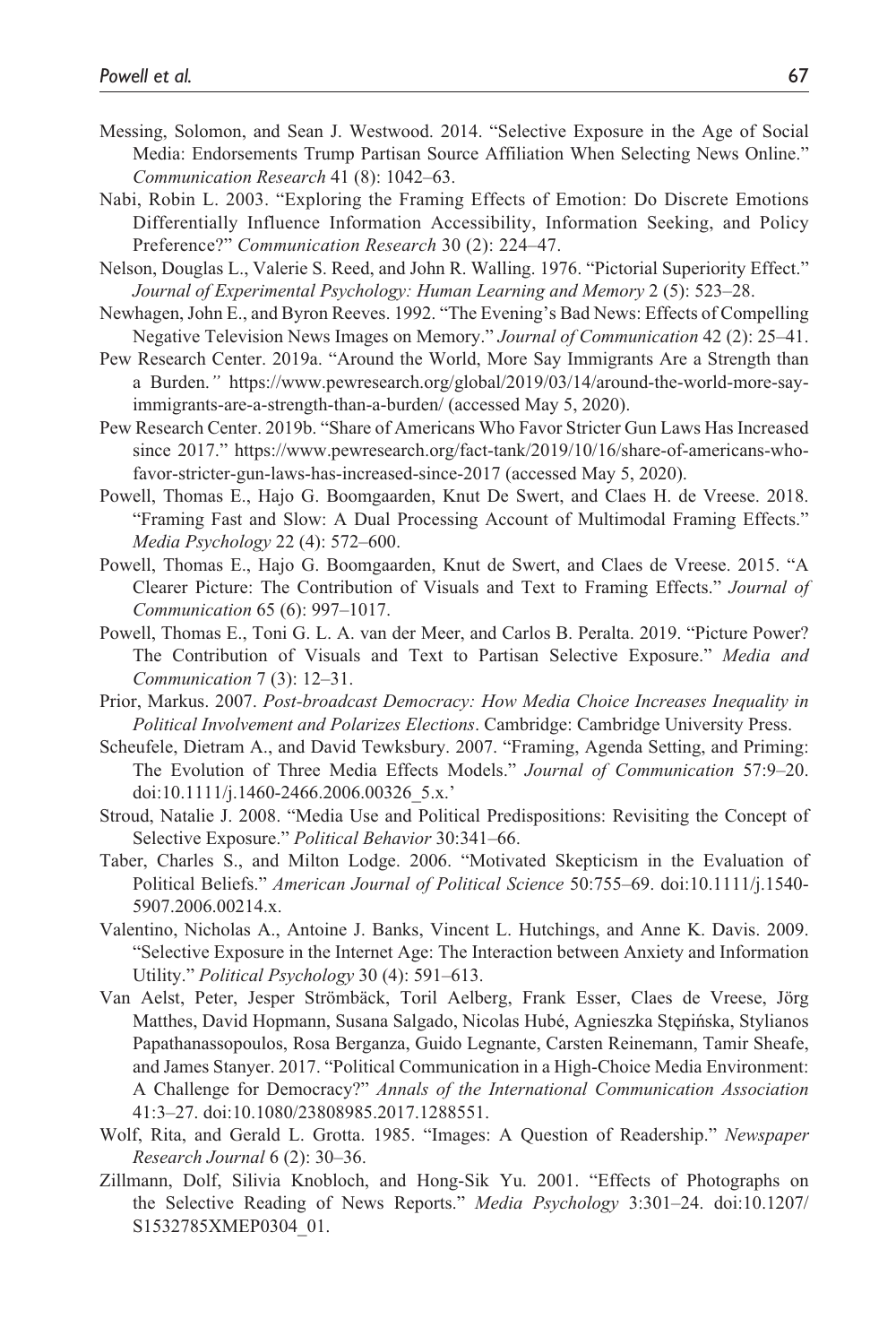Messing, Solomon, and Sean J. Westwood. 2014. "Selective Exposure in the Age of Social Media: Endorsements Trump Partisan Source Affiliation When Selecting News Online." *Communication Research* 41 (8): 1042–63.

Nabi, Robin L. 2003. "Exploring the Framing Effects of Emotion: Do Discrete Emotions Differentially Influence Information Accessibility, Information Seeking, and Policy Preference?" *Communication Research* 30 (2): 224–47.

Nelson, Douglas L., Valerie S. Reed, and John R. Walling. 1976. "Pictorial Superiority Effect." *Journal of Experimental Psychology: Human Learning and Memory* 2 (5): 523–28.

Newhagen, John E., and Byron Reeves. 1992. "The Evening's Bad News: Effects of Compelling Negative Television News Images on Memory." *Journal of Communication* 42 (2): 25–41.

Pew Research Center. 2019a. "Around the World, More Say Immigrants Are a Strength than a Burden." https://www.pewresearch.org/global/2019/03/14/around-the-world-more-say-immigrants-are-a-strength-than-a-burden/ (accessed May 5, 2020).

Pew Research Center. 2019b. "Share of Americans Who Favor Stricter Gun Laws Has Increased since 2017." https://www.pewresearch.org/fact-tank/2019/10/16/share-of-americans-who-favor-stricter-gun-laws-has-increased-since-2017 (accessed May 5, 2020).

Powell, Thomas E., Hajo G. Boomgaarden, Knut De Swert, and Claes H. de Vreese. 2018. "Framing Fast and Slow: A Dual Processing Account of Multimodal Framing Effects." *Media Psychology* 22 (4): 572–600.

Powell, Thomas E., Hajo G. Boomgaarden, Knut de Swert, and Claes de Vreese. 2015. "A Clearer Picture: The Contribution of Visuals and Text to Framing Effects." *Journal of Communication* 65 (6): 997–1017.

Powell, Thomas E., Toni G. L. A. van der Meer, and Carlos B. Peralta. 2019. "Picture Power? The Contribution of Visuals and Text to Partisan Selective Exposure." *Media and Communication* 7 (3): 12–31.

Prior, Markus. 2007. *Post-broadcast Democracy: How Media Choice Increases Inequality in Political Involvement and Polarizes Elections*. Cambridge: Cambridge University Press.

Scheufele, Dietram A., and David Tewksbury. 2007. "Framing, Agenda Setting, and Priming: The Evolution of Three Media Effects Models." *Journal of Communication* 57:9–20. doi:10.1111/j.1460-2466.2006.00326_5.x.'

Stroud, Natalie J. 2008. "Media Use and Political Predispositions: Revisiting the Concept of Selective Exposure." *Political Behavior* 30:341–66.

Taber, Charles S., and Milton Lodge. 2006. "Motivated Skepticism in the Evaluation of Political Beliefs." *American Journal of Political Science* 50:755–69. doi:10.1111/j.1540-5907.2006.00214.x.

Valentino, Nicholas A., Antoine J. Banks, Vincent L. Hutchings, and Anne K. Davis. 2009. "Selective Exposure in the Internet Age: The Interaction between Anxiety and Information Utility." *Political Psychology* 30 (4): 591–613.

Van Aelst, Peter, Jesper Strömbäck, Toril Aelberg, Frank Esser, Claes de Vreese, Jörg Matthes, David Hopmann, Susana Salgado, Nicolas Hubé, Agnieszka Stępińska, Stylianos Papathanassopoulos, Rosa Berganza, Guido Legnante, Carsten Reinemann, Tamir Sheafe, and James Stanyer. 2017. "Political Communication in a High-Choice Media Environment: A Challenge for Democracy?" *Annals of the International Communication Association* 41:3–27. doi:10.1080/23808985.2017.1288551.

Wolf, Rita, and Gerald L. Grotta. 1985. "Images: A Question of Readership." *Newspaper Research Journal* 6 (2): 30–36.

Zillmann, Dolf, Silivia Knobloch, and Hong-Sik Yu. 2001. "Effects of Photographs on the Selective Reading of News Reports." *Media Psychology* 3:301–24. doi:10.1207/S1532785XMEP0304_01.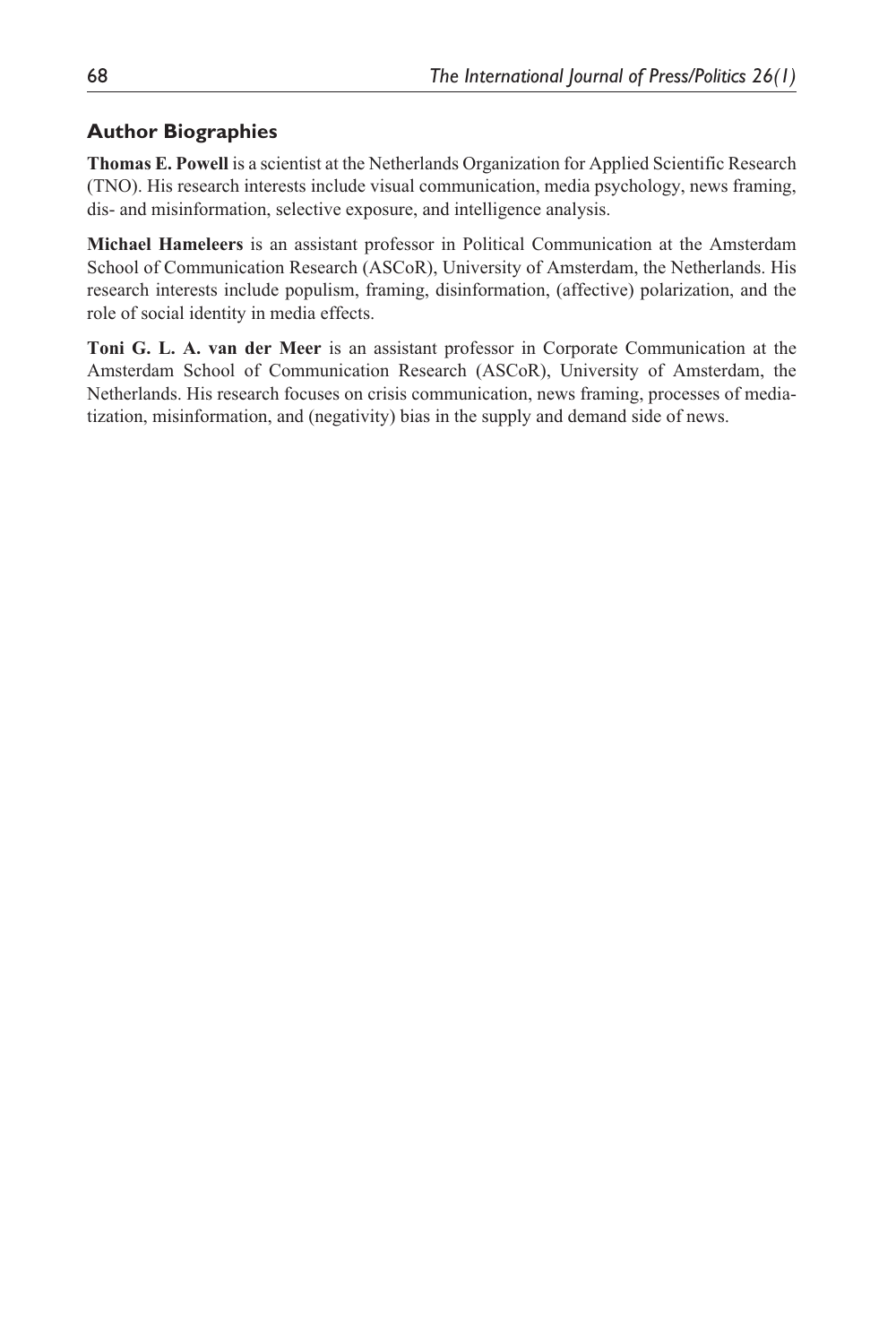## Author Biographies

**Thomas E. Powell** is a scientist at the Netherlands Organization for Applied Scientific Research (TNO). His research interests include visual communication, media psychology, news framing, dis- and misinformation, selective exposure, and intelligence analysis.

**Michael Hameleers** is an assistant professor in Political Communication at the Amsterdam School of Communication Research (ASCoR), University of Amsterdam, the Netherlands. His research interests include populism, framing, disinformation, (affective) polarization, and the role of social identity in media effects.

**Toni G. L. A. van der Meer** is an assistant professor in Corporate Communication at the Amsterdam School of Communication Research (ASCoR), University of Amsterdam, the Netherlands. His research focuses on crisis communication, news framing, processes of mediatization, misinformation, and (negativity) bias in the supply and demand side of news.